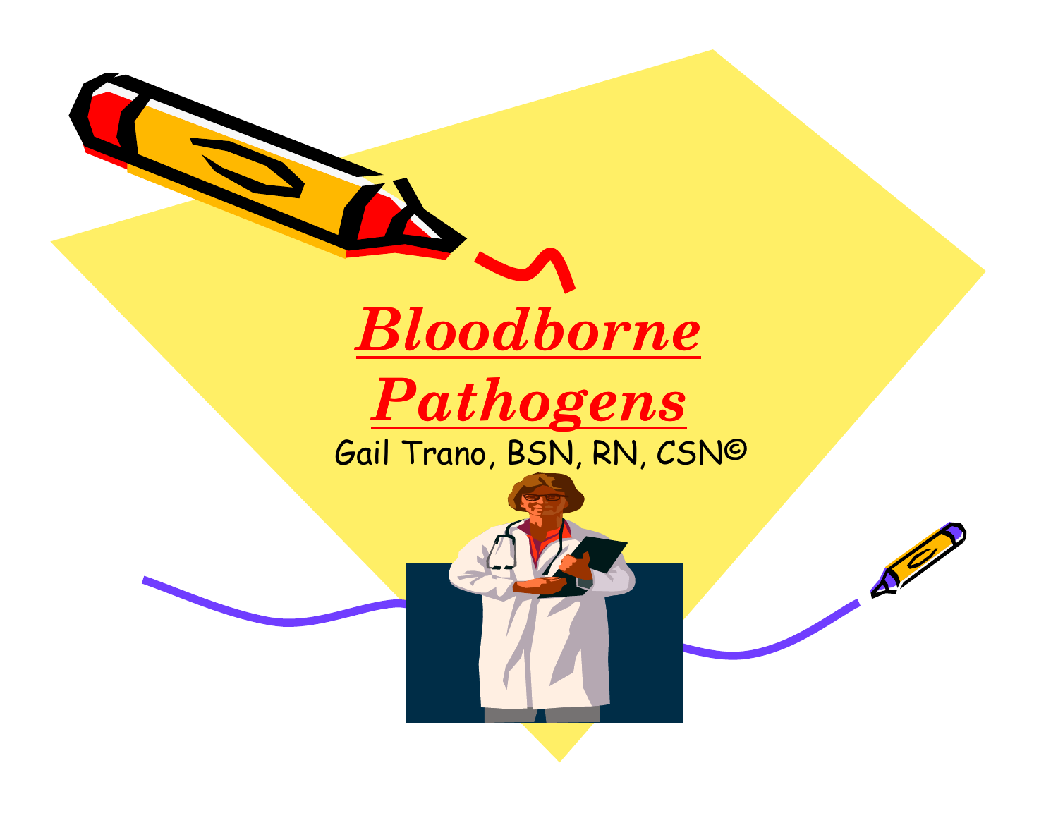# *Bloodborne Pathogens*

Gail Trano, BSN, RN, CSN©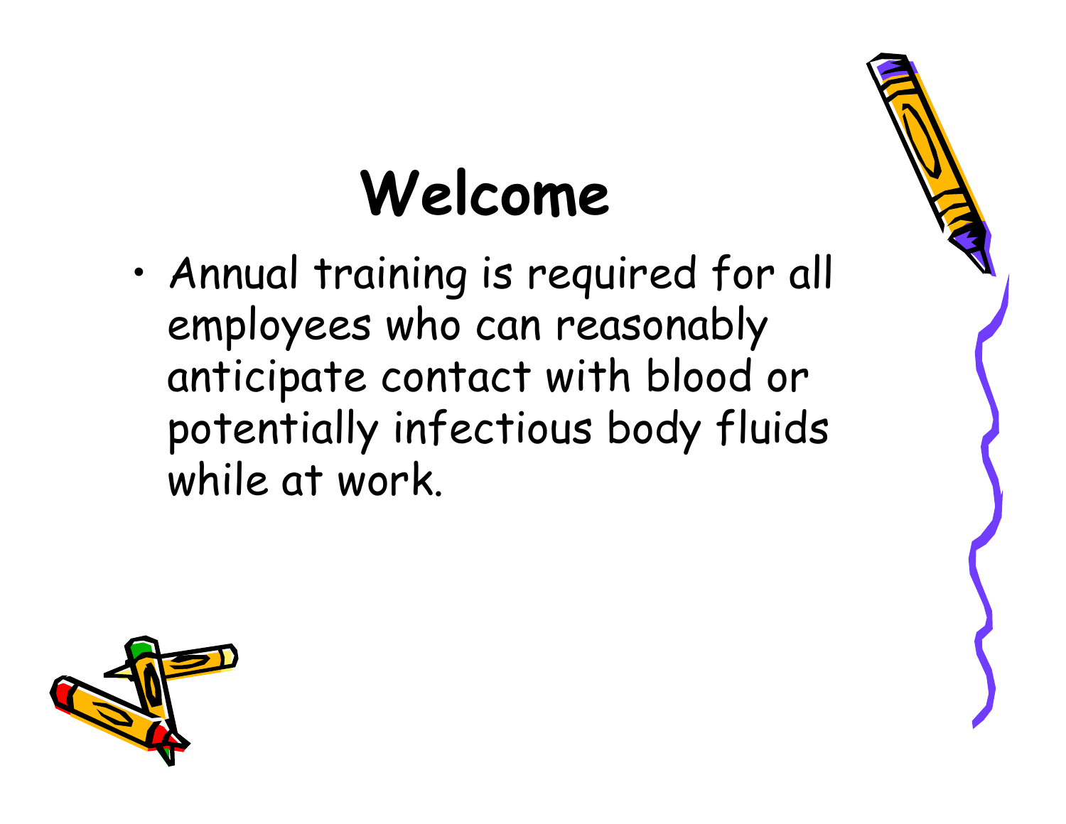# Welcome

- Annual training is required for all employees who can reasonably anticipate contact with blood or potentially infectious body fluids while at work.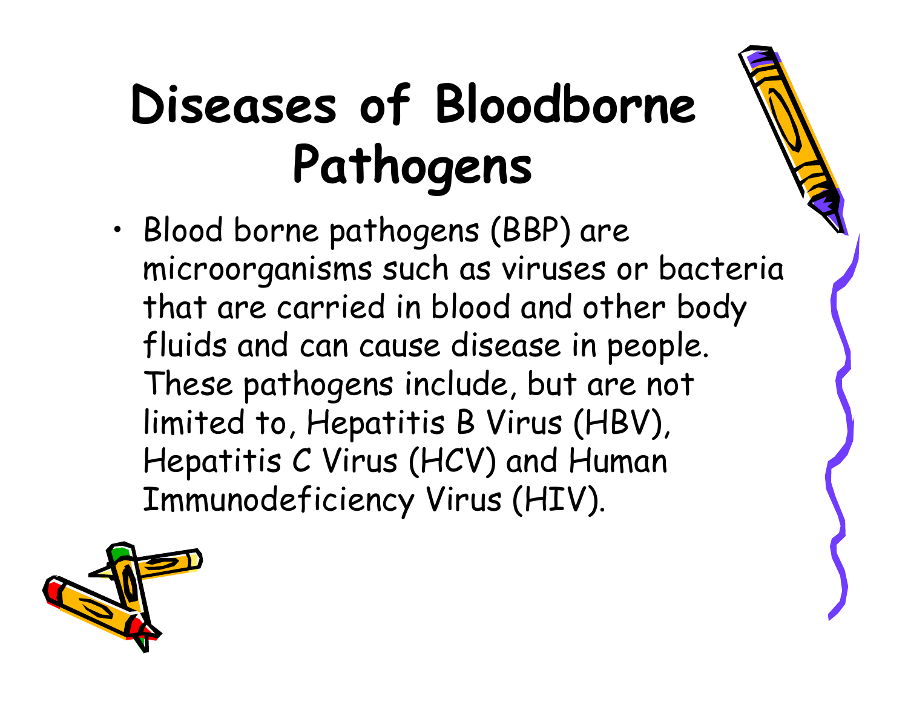# Diseases of Bloodborne Pathogens

- Blood borne pathogens (BBP) are microorganisms such as viruses or bacteria that are carried in blood and other body fluids and can cause disease in people. These pathogens include, but are not limited to, Hepatitis B Virus (HBV), Hepatitis C Virus (HCV) and Human Immunodeficiency Virus (HIV).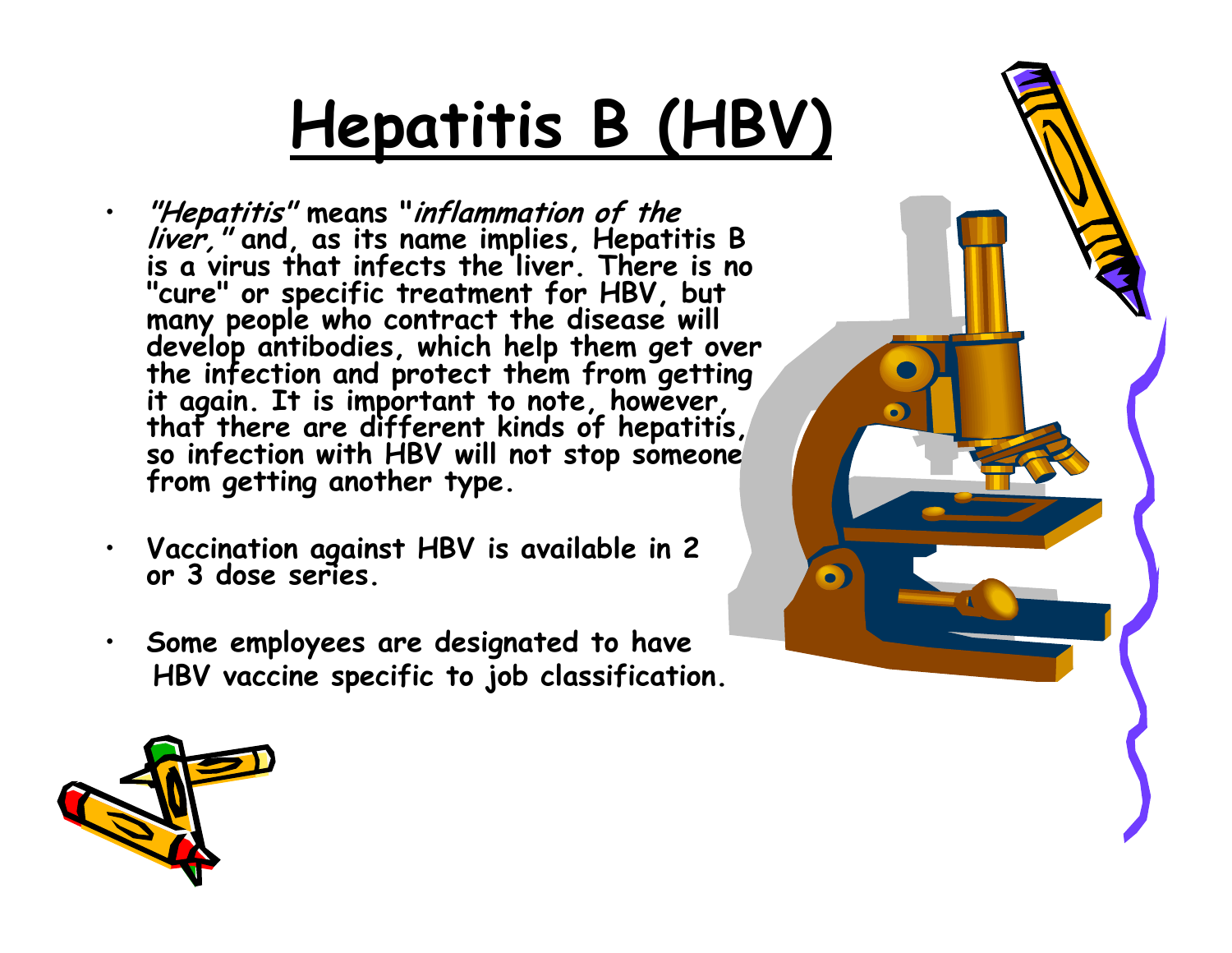# Hepatitis B (HBV)

- ***"Hepatitis"*** **means "*inflammation of the liver,*" and, as its name implies, Hepatitis B is a virus that infects the liver. There is no "cure" or specific treatment for HBV, but many people who contract the disease will develop antibodies, which help them get over the infection and protect them from getting it again. It is important to note, however, that there are different kinds of hepatitis, so infection with HBV will not stop someone from getting another type.**

- **Vaccination against HBV is available in 2 or 3 dose series.**

- **Some employees are designated to have HBV vaccine specific to job classification.**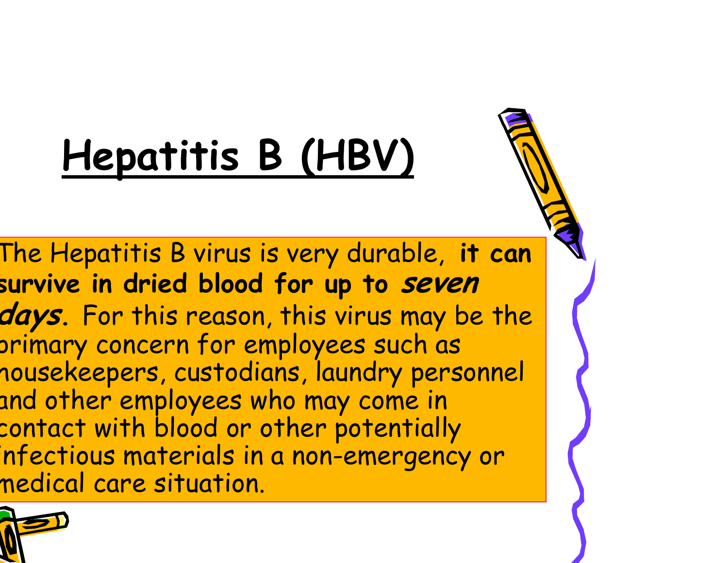# Hepatitis B (HBV)

The Hepatitis B virus is very durable, **it can survive in dried blood for up to *seven days*.** For this reason, this virus may be the primary concern for employees such as housekeepers, custodians, laundry personnel and other employees who may come in contact with blood or other potentially infectious materials in a non-emergency or medical care situation.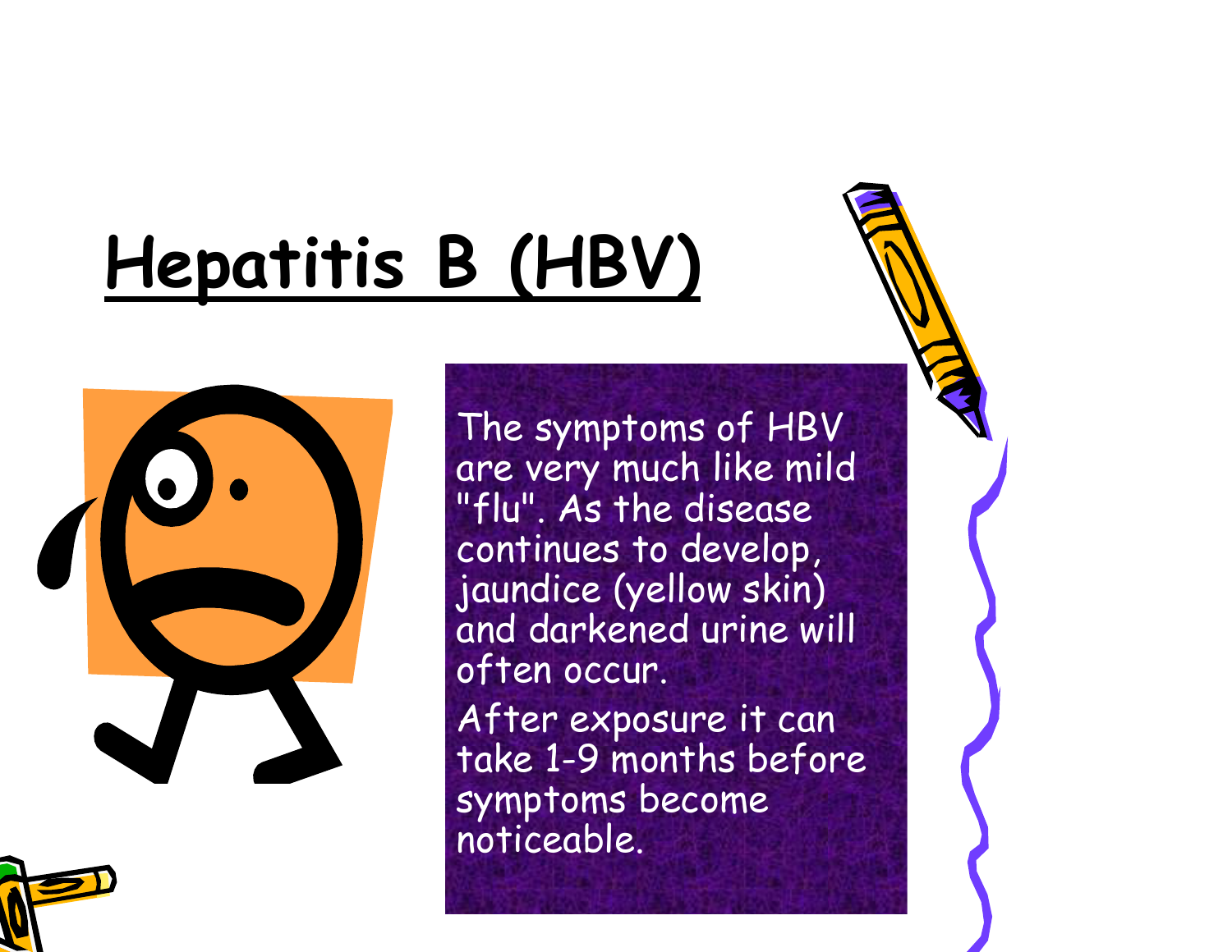# Hepatitis B (HBV)

The symptoms of HBV are very much like mild "flu". As the disease continues to develop, jaundice (yellow skin) and darkened urine will often occur.

After exposure it can take 1-9 months before symptoms become noticeable.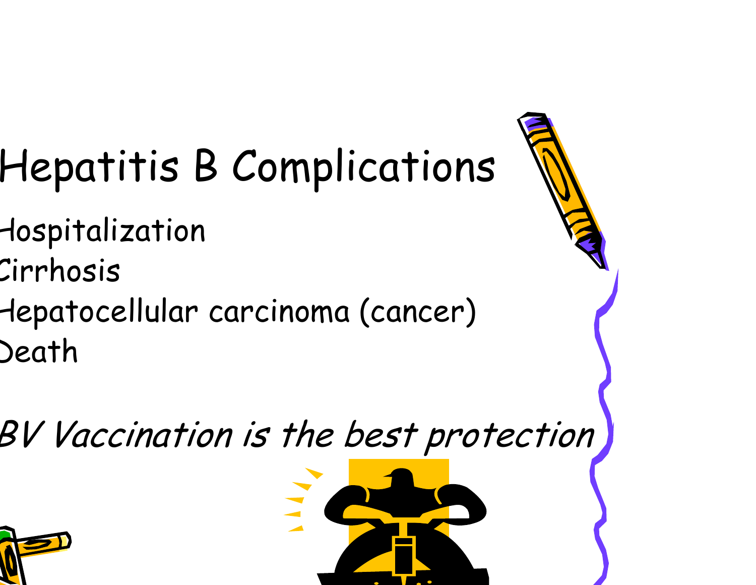# Hepatitis B Complications

- Hospitalization
- Cirrhosis
- Hepatocellular carcinoma (cancer)
- Death

*HBV Vaccination is the best protection*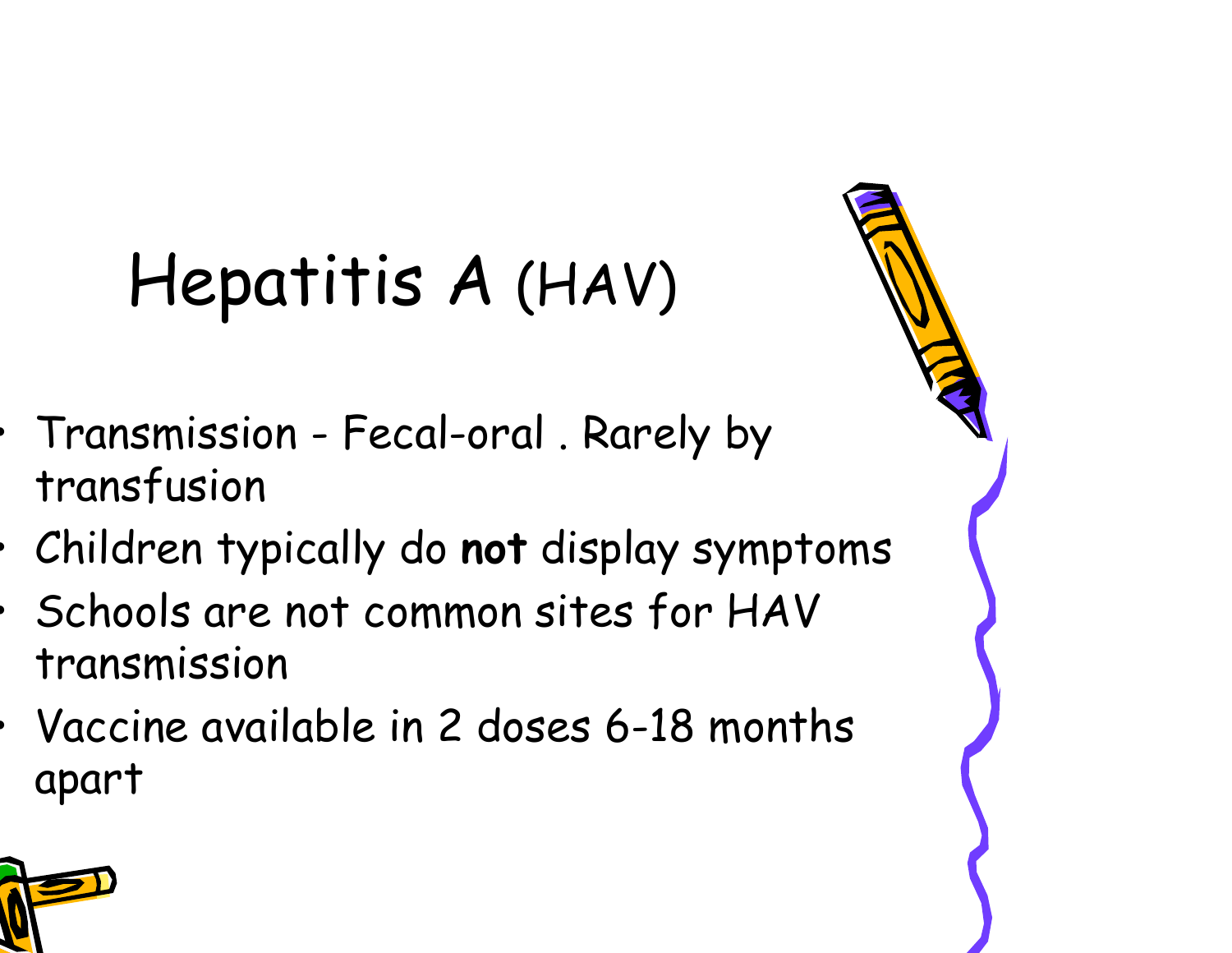# Hepatitis A (HAV)

- Transmission - Fecal-oral . Rarely by transfusion
- Children typically do **not** display symptoms
- Schools are not common sites for HAV transmission
- Vaccine available in 2 doses 6-18 months apart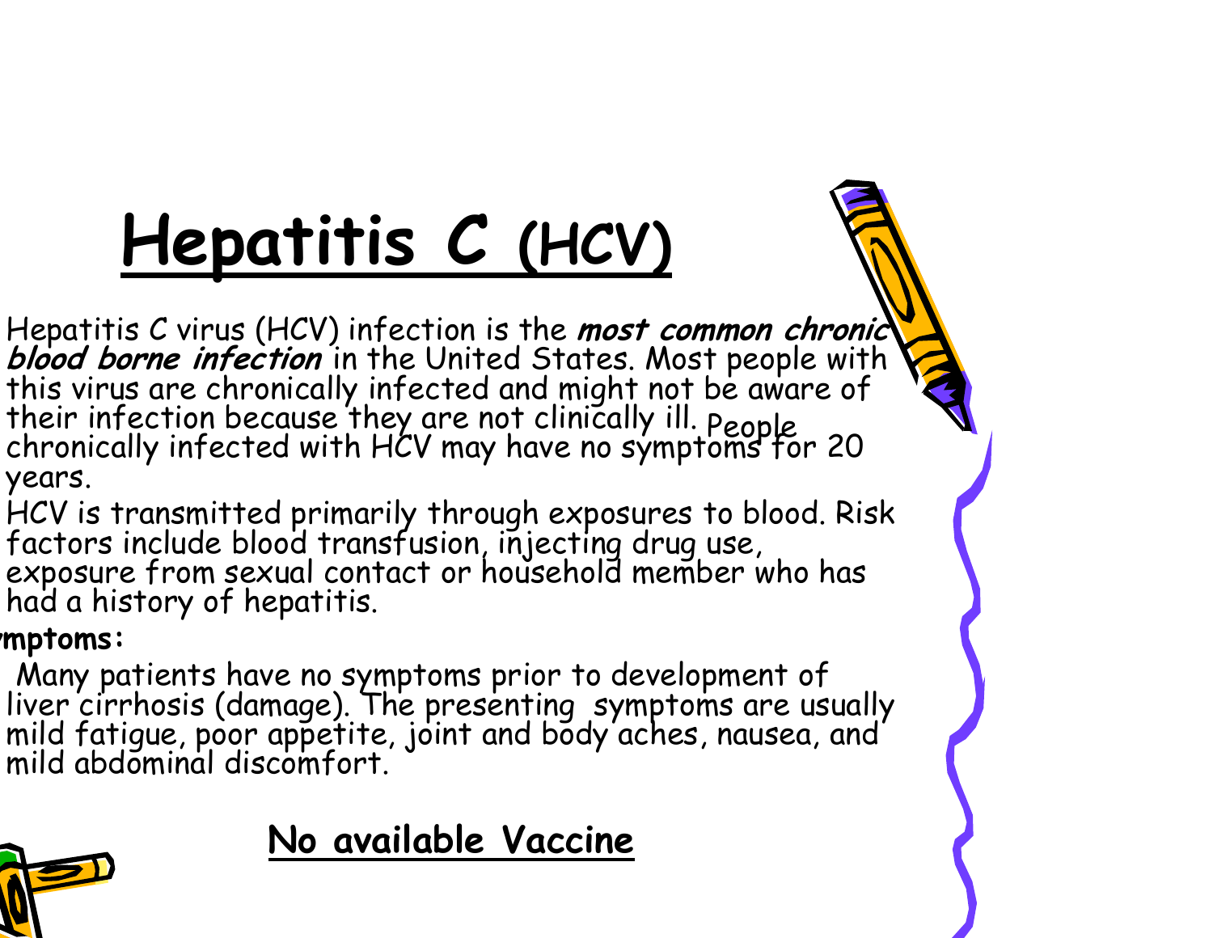# Hepatitis C (HCV)

Hepatitis C virus (HCV) infection is the ***most common chronic blood borne infection*** in the United States. Most people with this virus are chronically infected and might not be aware of their infection because they are not clinically ill. People chronically infected with HCV may have no symptoms for 20 years.

HCV is transmitted primarily through exposures to blood. Risk factors include blood transfusion, injecting drug use, exposure from sexual contact or household member who has had a history of hepatitis.

**mptoms:**

Many patients have no symptoms prior to development of liver cirrhosis (damage). The presenting symptoms are usually mild fatigue, poor appetite, joint and body aches, nausea, and mild abdominal discomfort.

**<u>No available Vaccine</u>**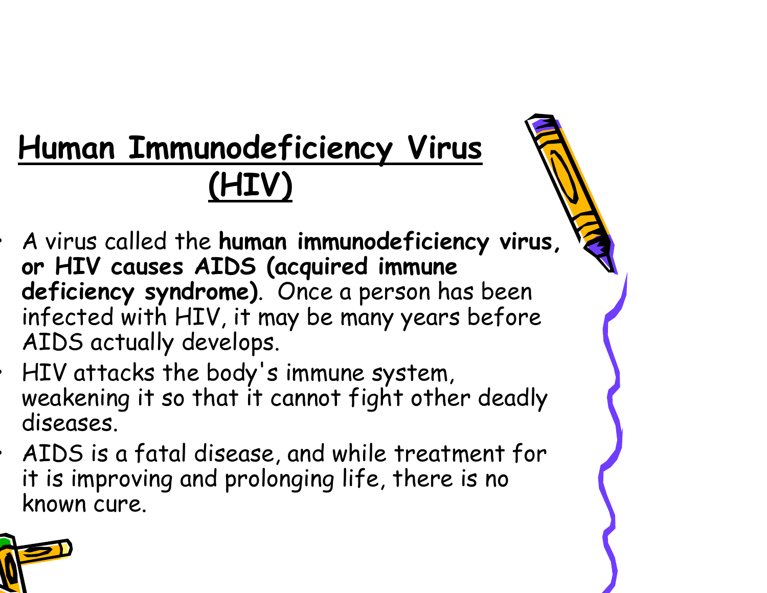# Human Immunodeficiency Virus (HIV)

- A virus called the **human immunodeficiency virus, or HIV causes AIDS (acquired immune deficiency syndrome)**. Once a person has been infected with HIV, it may be many years before AIDS actually develops.
- HIV attacks the body's immune system, weakening it so that it cannot fight other deadly diseases.
- AIDS is a fatal disease, and while treatment for it is improving and prolonging life, there is no known cure.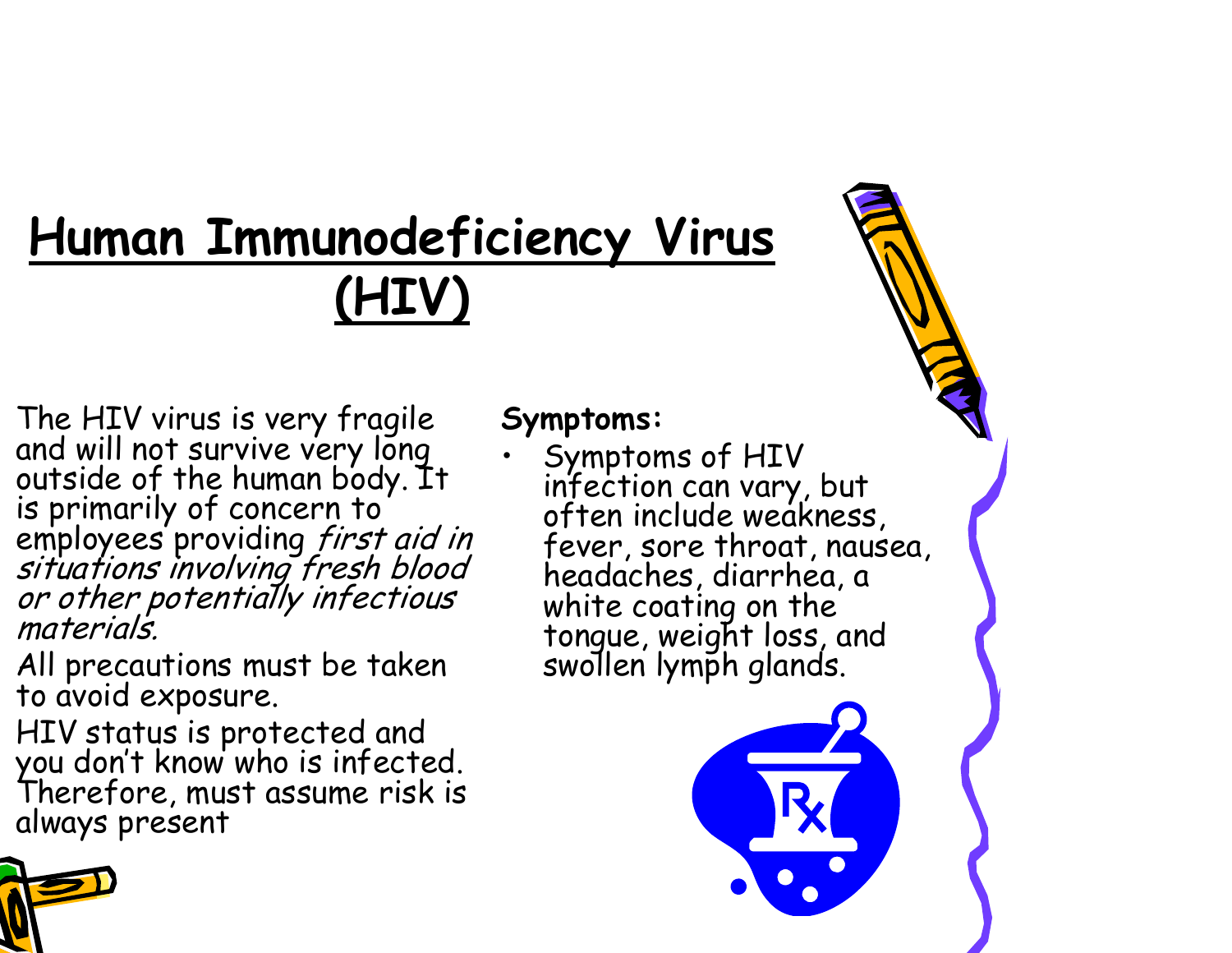# Human Immunodeficiency Virus (HIV)

The HIV virus is very fragile and will not survive very long outside of the human body. It is primarily of concern to employees providing *first aid in situations involving fresh blood or other potentially infectious materials.*

All precautions must be taken to avoid exposure.

HIV status is protected and you don't know who is infected. Therefore, must assume risk is always present

**Symptoms:**

- Symptoms of HIV infection can vary, but often include weakness, fever, sore throat, nausea, headaches, diarrhea, a white coating on the tongue, weight loss, and swollen lymph glands.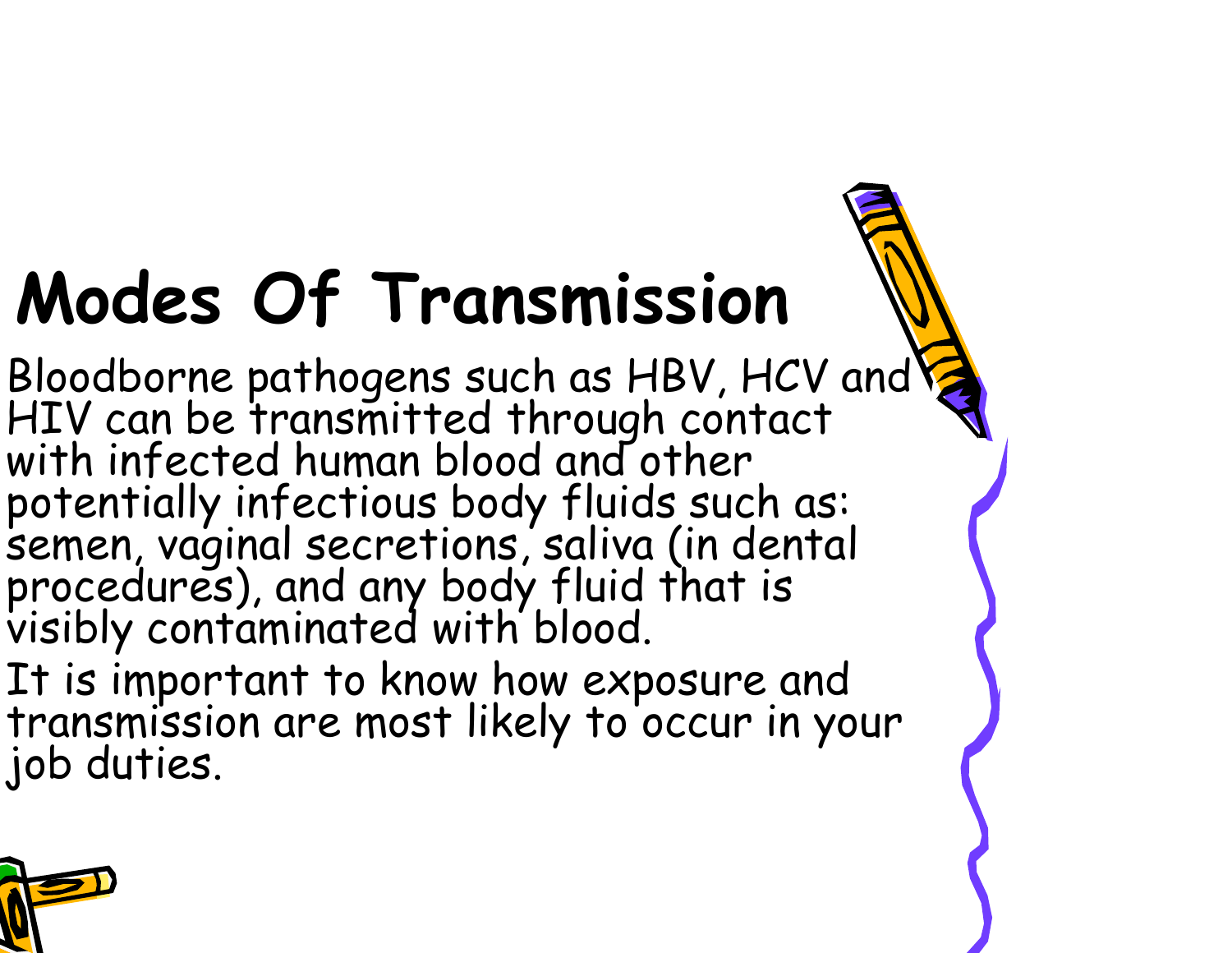# Modes Of Transmission

Bloodborne pathogens such as HBV, HCV and HIV can be transmitted through contact with infected human blood and other potentially infectious body fluids such as: semen, vaginal secretions, saliva (in dental procedures), and any body fluid that is visibly contaminated with blood.

It is important to know how exposure and transmission are most likely to occur in your job duties.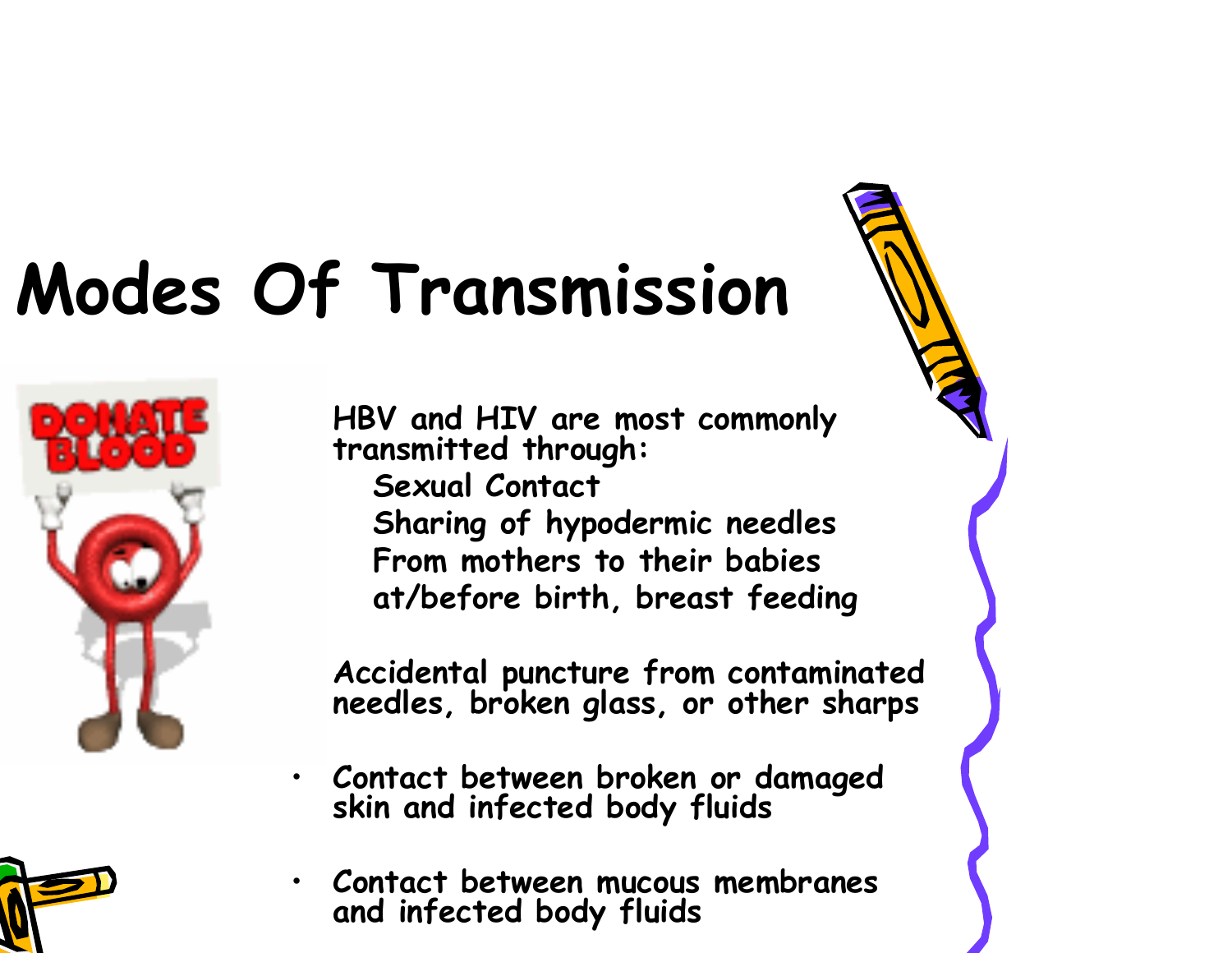# Modes Of Transmission

HBV and HIV are most commonly transmitted through:

- Sexual Contact
- Sharing of hypodermic needles
- From mothers to their babies at/before birth, breast feeding

Accidental puncture from contaminated needles, broken glass, or other sharps

- Contact between broken or damaged skin and infected body fluids
- Contact between mucous membranes and infected body fluids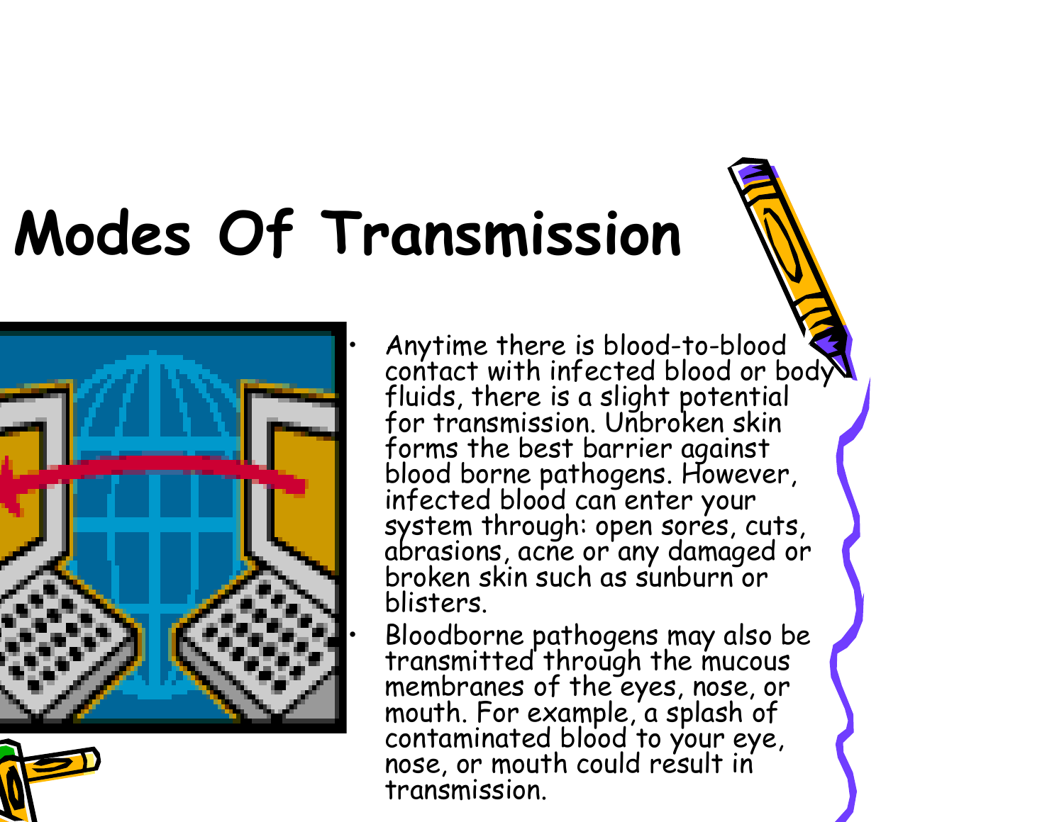# Modes Of Transmission

- Anytime there is blood-to-blood contact with infected blood or body fluids, there is a slight potential for transmission. Unbroken skin forms the best barrier against blood borne pathogens. However, infected blood can enter your system through: open sores, cuts, abrasions, acne or any damaged or broken skin such as sunburn or blisters.
- Bloodborne pathogens may also be transmitted through the mucous membranes of the eyes, nose, or mouth. For example, a splash of contaminated blood to your eye, nose, or mouth could result in transmission.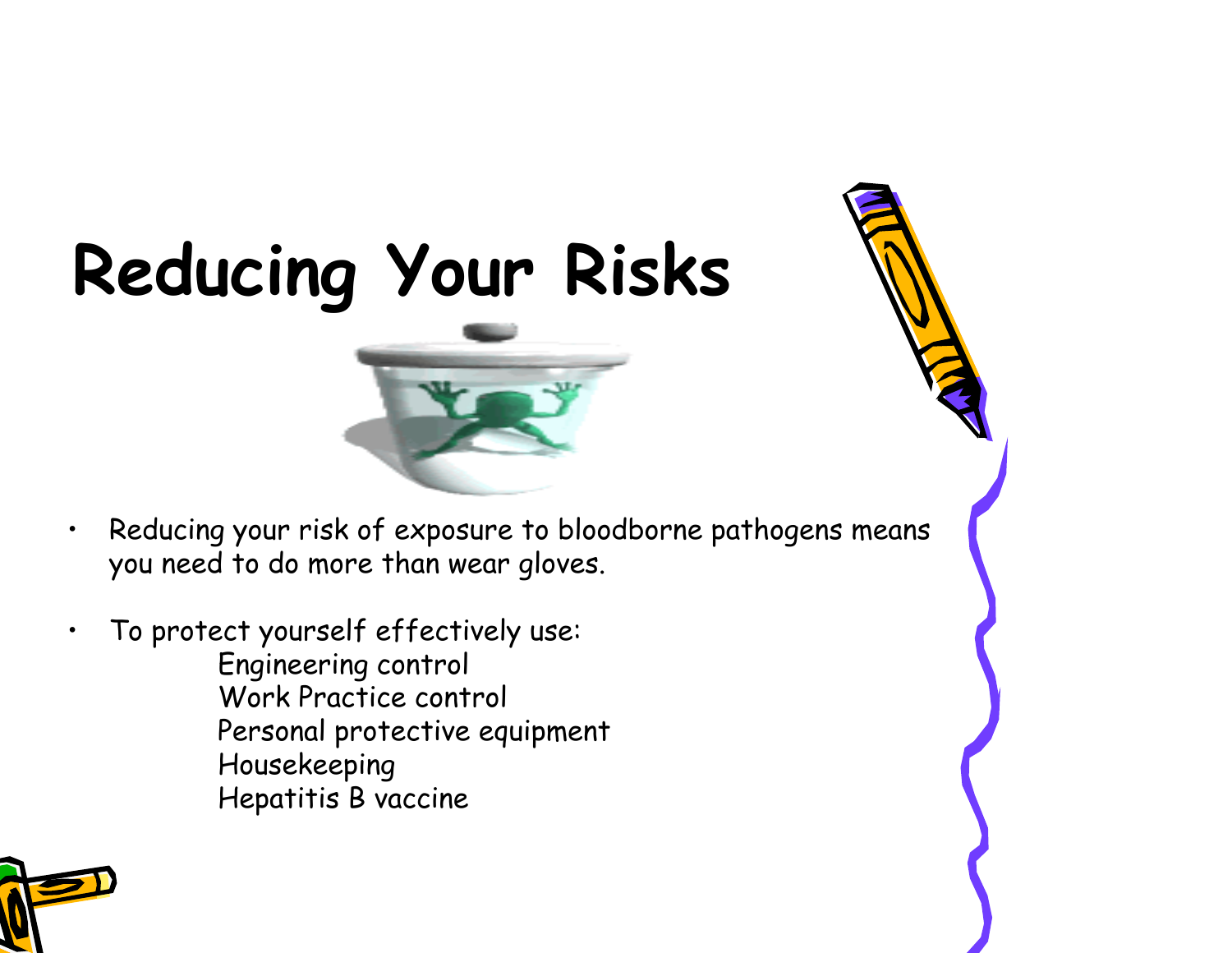# Reducing Your Risks

- Reducing your risk of exposure to bloodborne pathogens means you need to do more than wear gloves.
- To protect yourself effectively use:
  - Engineering control
  - Work Practice control
  - Personal protective equipment
  - Housekeeping
  - Hepatitis B vaccine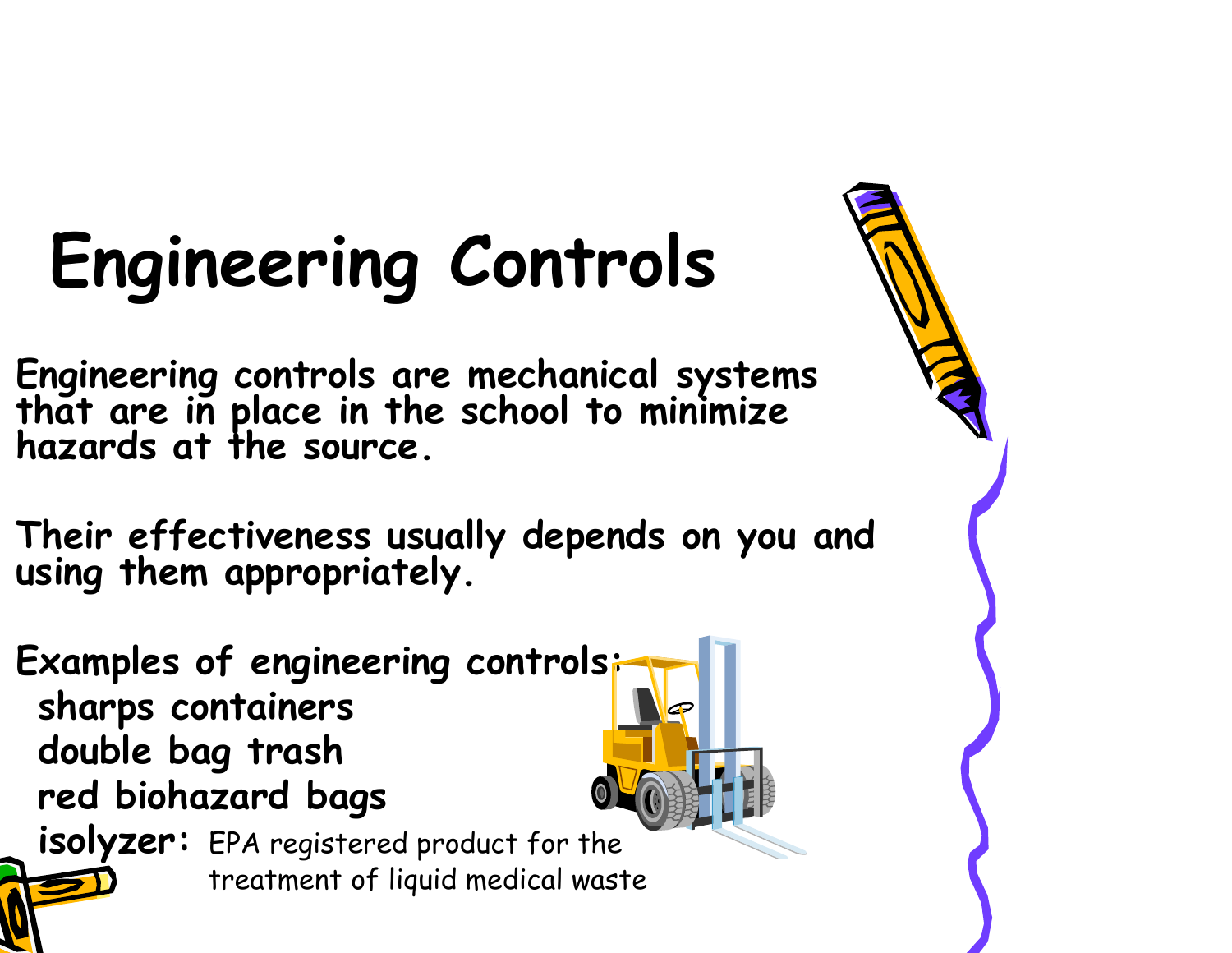# Engineering Controls

Engineering controls are mechanical systems that are in place in the school to minimize hazards at the source.

Their effectiveness usually depends on you and using them appropriately.

Examples of engineering controls:

- sharps containers
- double bag trash
- red biohazard bags
- **isolyzer:** EPA registered product for the treatment of liquid medical waste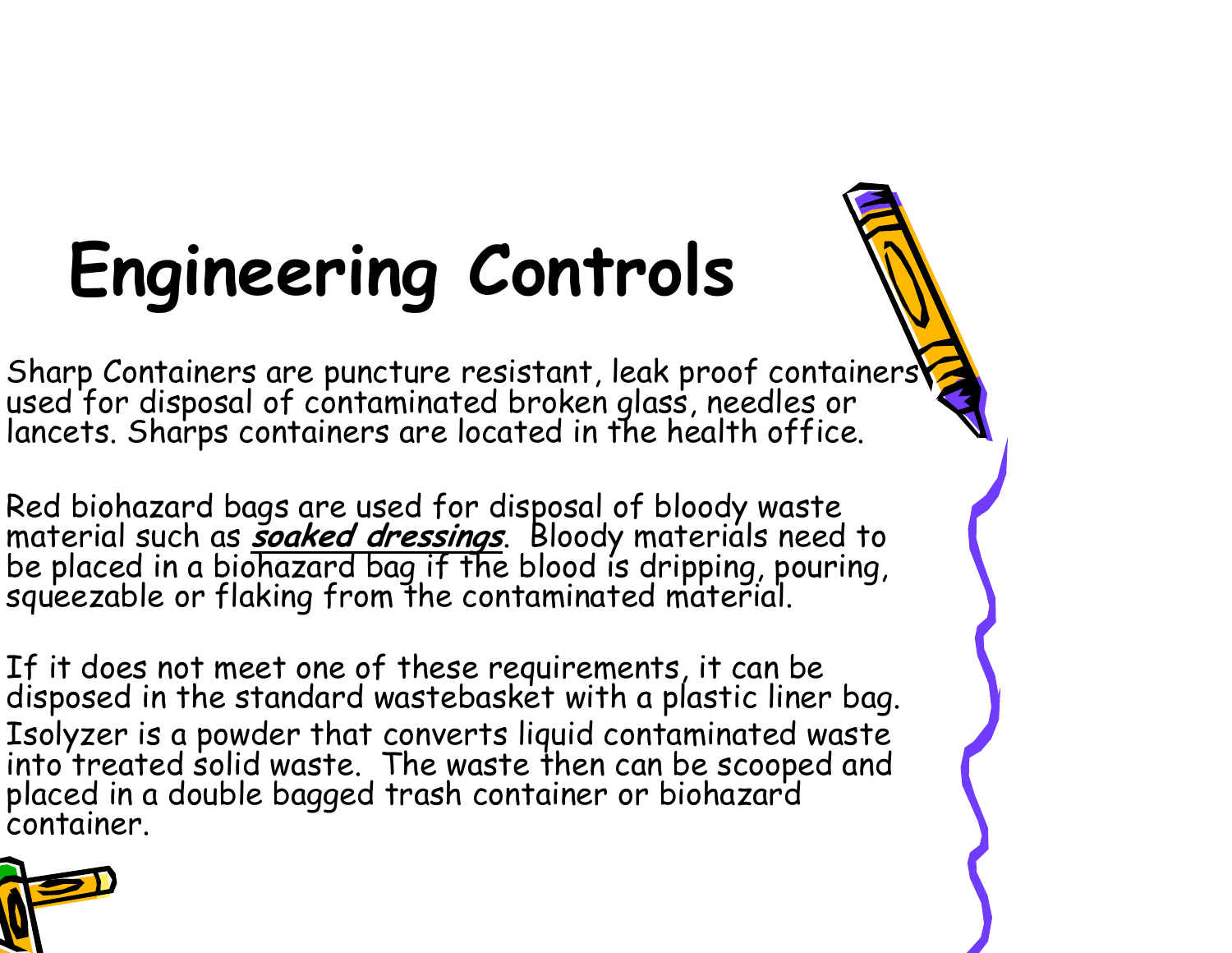# Engineering Controls

Sharp Containers are puncture resistant, leak proof containers used for disposal of contaminated broken glass, needles or lancets. Sharps containers are located in the health office.

Red biohazard bags are used for disposal of bloody waste material such as ***soaked dressings***. Bloody materials need to be placed in a biohazard bag if the blood is dripping, pouring, squeezable or flaking from the contaminated material.

If it does not meet one of these requirements, it can be disposed in the standard wastebasket with a plastic liner bag.

Isolyzer is a powder that converts liquid contaminated waste into treated solid waste. The waste then can be scooped and placed in a double bagged trash container or biohazard container.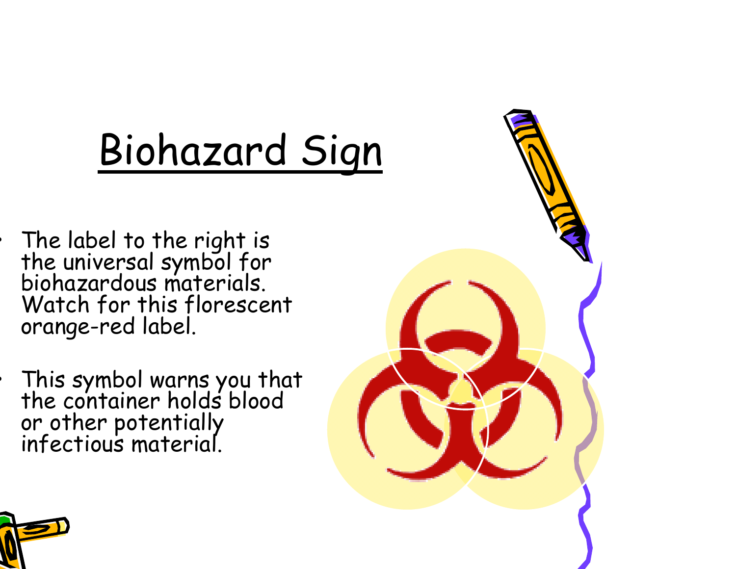# Biohazard Sign

- The label to the right is the universal symbol for biohazardous materials. Watch for this florescent orange-red label.
- This symbol warns you that the container holds blood or other potentially infectious material.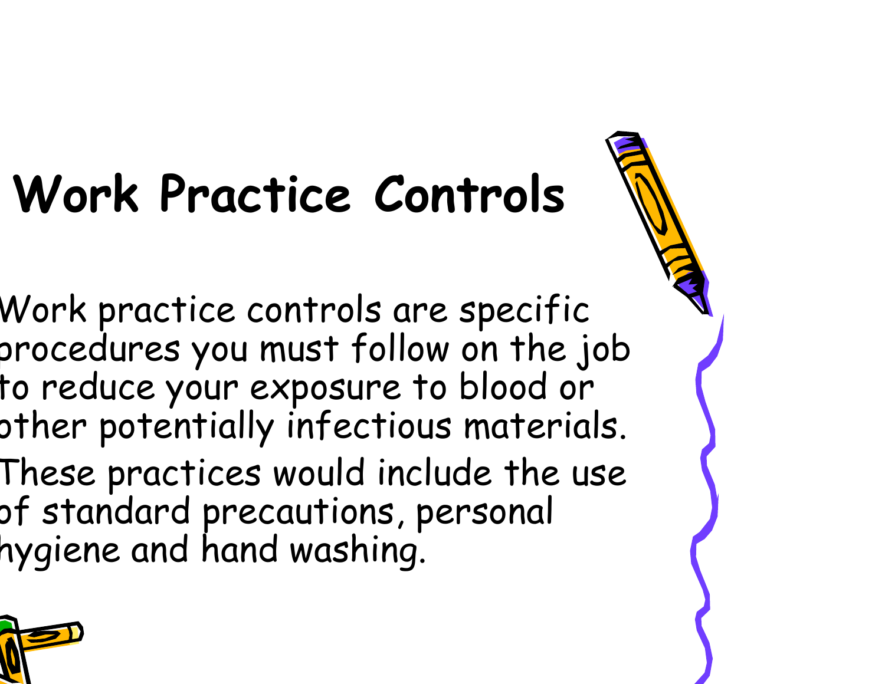# Work Practice Controls

- Work practice controls are specific procedures you must follow on the job to reduce your exposure to blood or other potentially infectious materials.
- These practices would include the use of standard precautions, personal hygiene and hand washing.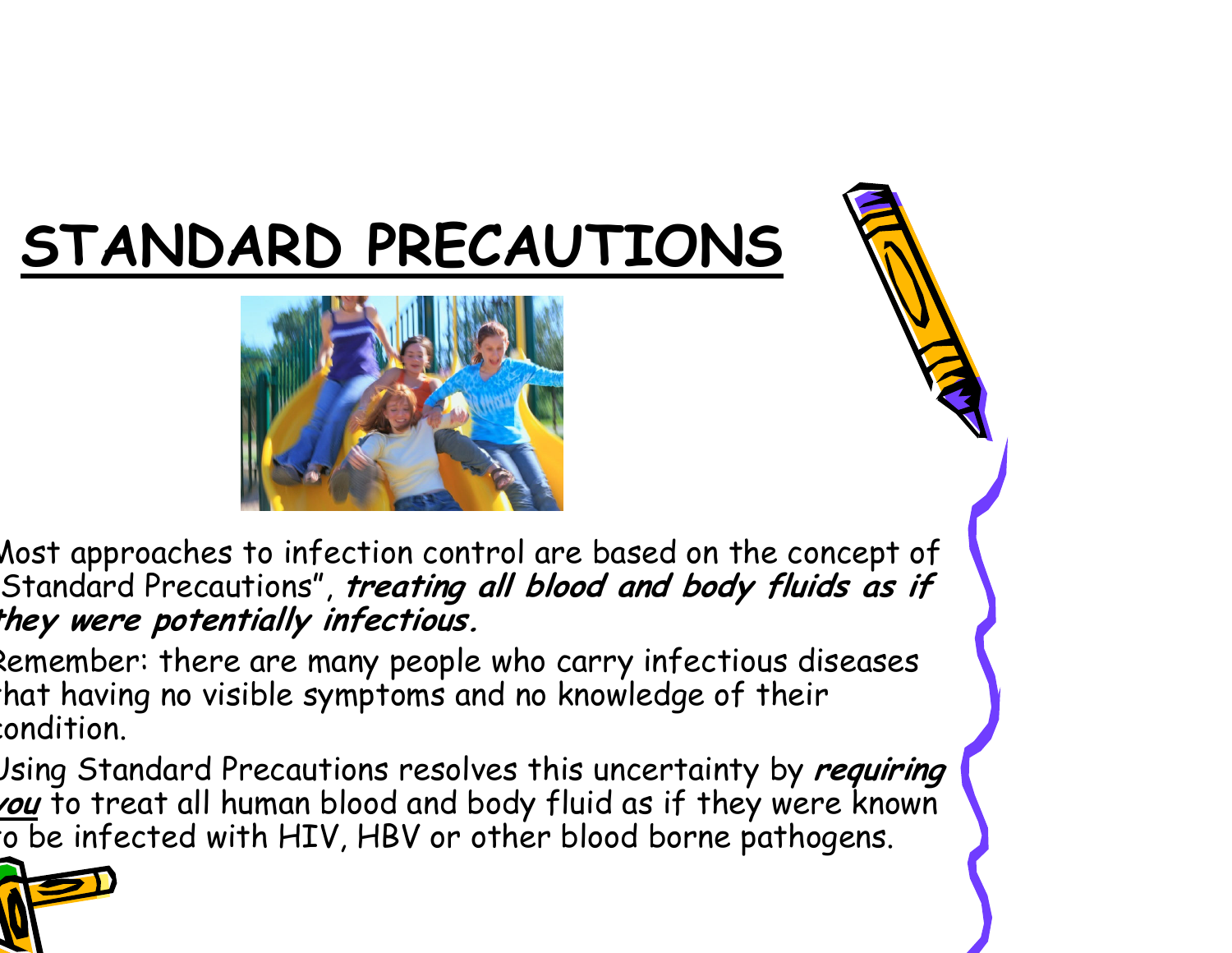# STANDARD PRECAUTIONS

- Most approaches to infection control are based on the concept of "Standard Precautions", ***treating all blood and body fluids as if they were potentially infectious.***
- Remember: there are many people who carry infectious diseases that having no visible symptoms and no knowledge of their condition.
- Using Standard Precautions resolves this uncertainty by ***requiring you*** to treat all human blood and body fluid as if they were known to be infected with HIV, HBV or other blood borne pathogens.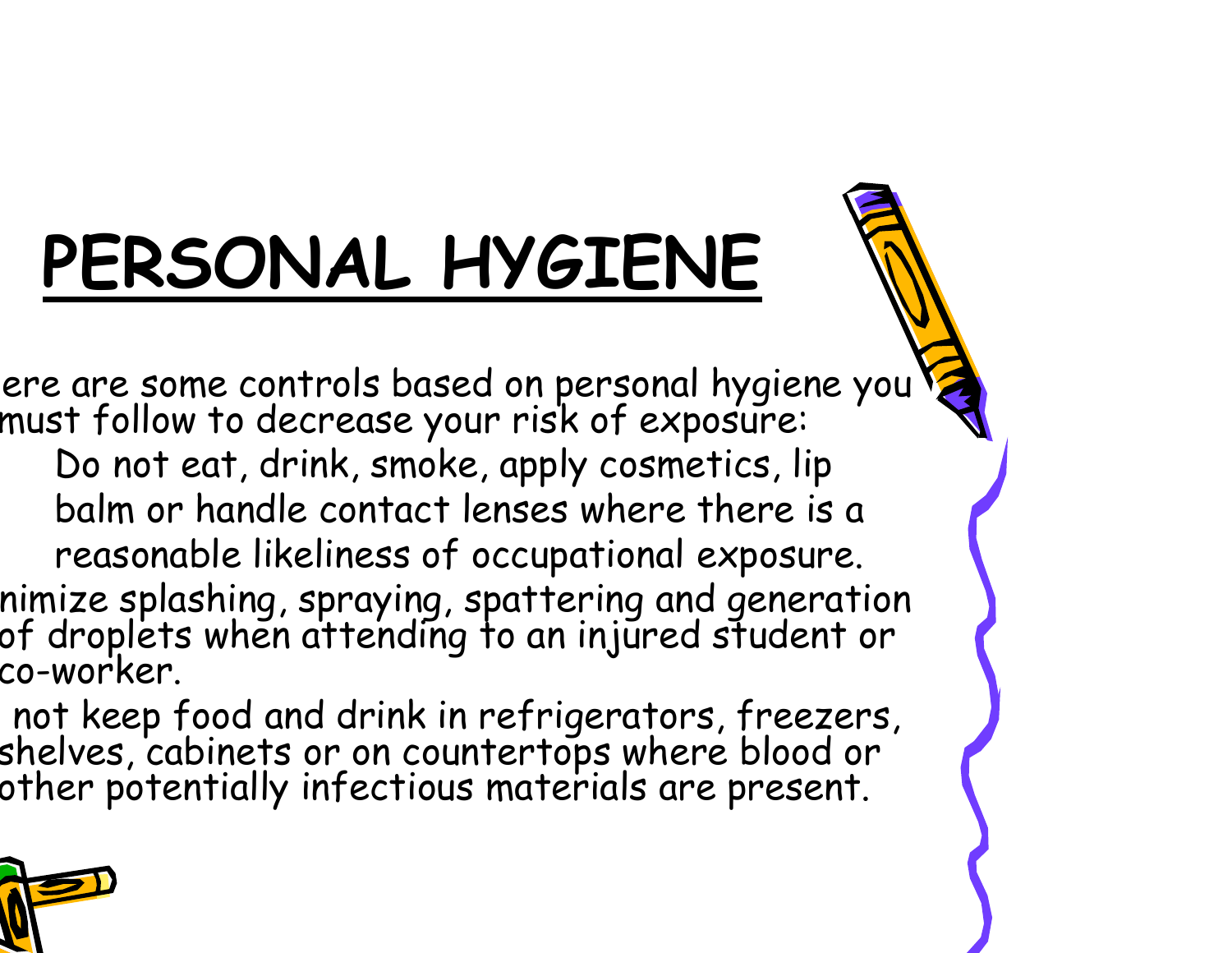# PERSONAL HYGIENE

ere are some controls based on personal hygiene you must follow to decrease your risk of exposure:

- Do not eat, drink, smoke, apply cosmetics, lip balm or handle contact lenses where there is a reasonable likeliness of occupational exposure.
- nimize splashing, spraying, spattering and generation of droplets when attending to an injured student or co-worker.
- not keep food and drink in refrigerators, freezers, shelves, cabinets or on countertops where blood or other potentially infectious materials are present.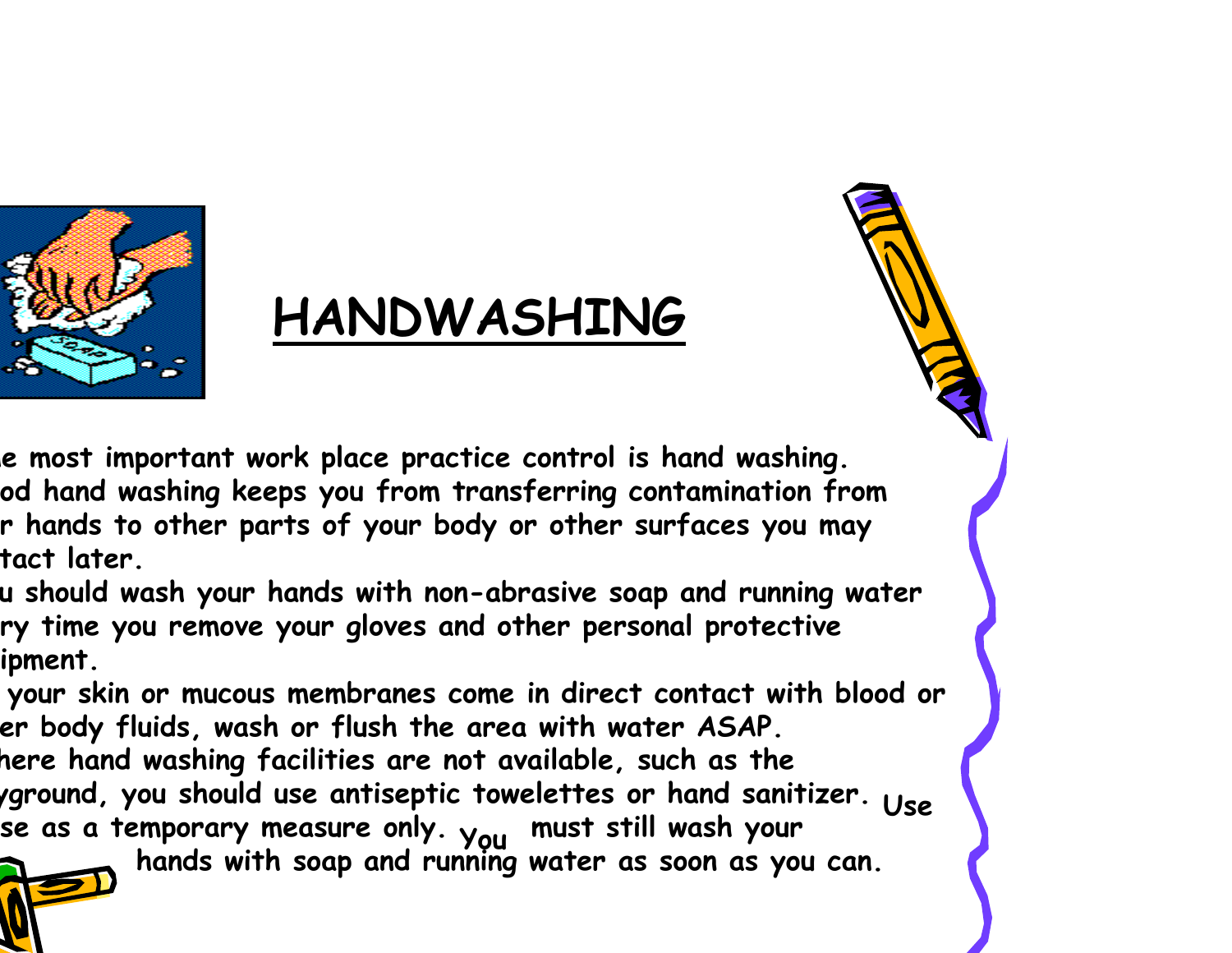# HANDWASHING

e most important work place practice control is hand washing.
od hand washing keeps you from transferring contamination from
r hands to other parts of your body or other surfaces you may
tact later.

u should wash your hands with non-abrasive soap and running water
ry time you remove your gloves and other personal protective
ipment.

your skin or mucous membranes come in direct contact with blood or
er body fluids, wash or flush the area with water ASAP.

here hand washing facilities are not available, such as the
yground, you should use antiseptic towelettes or hand sanitizer. Use
se as a temporary measure only. You must still wash your
hands with soap and running water as soon as you can.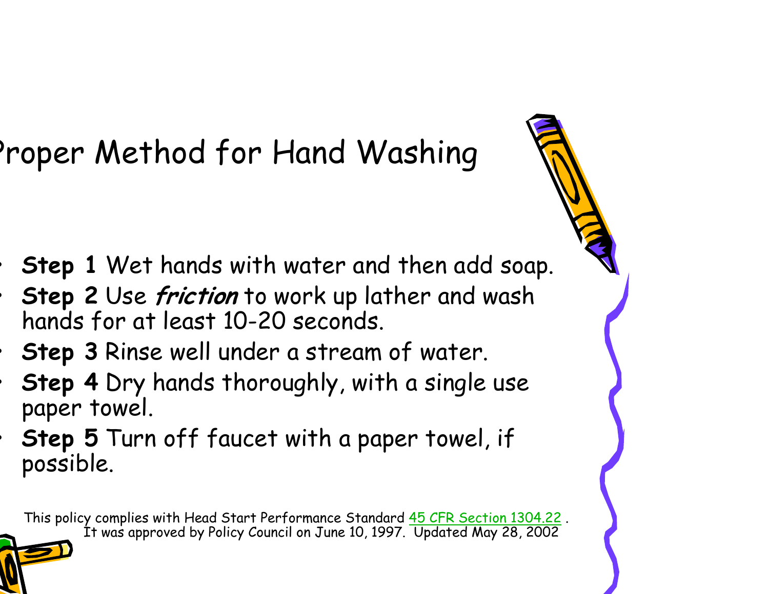# Proper Method for Hand Washing

- **Step 1** Wet hands with water and then add soap.
- **Step 2** Use ***friction*** to work up lather and wash hands for at least 10-20 seconds.
- **Step 3** Rinse well under a stream of water.
- **Step 4** Dry hands thoroughly, with a single use paper towel.
- **Step 5** Turn off faucet with a paper towel, if possible.

This policy complies with Head Start Performance Standard 45 CFR Section 1304.22 . It was approved by Policy Council on June 10, 1997. Updated May 28, 2002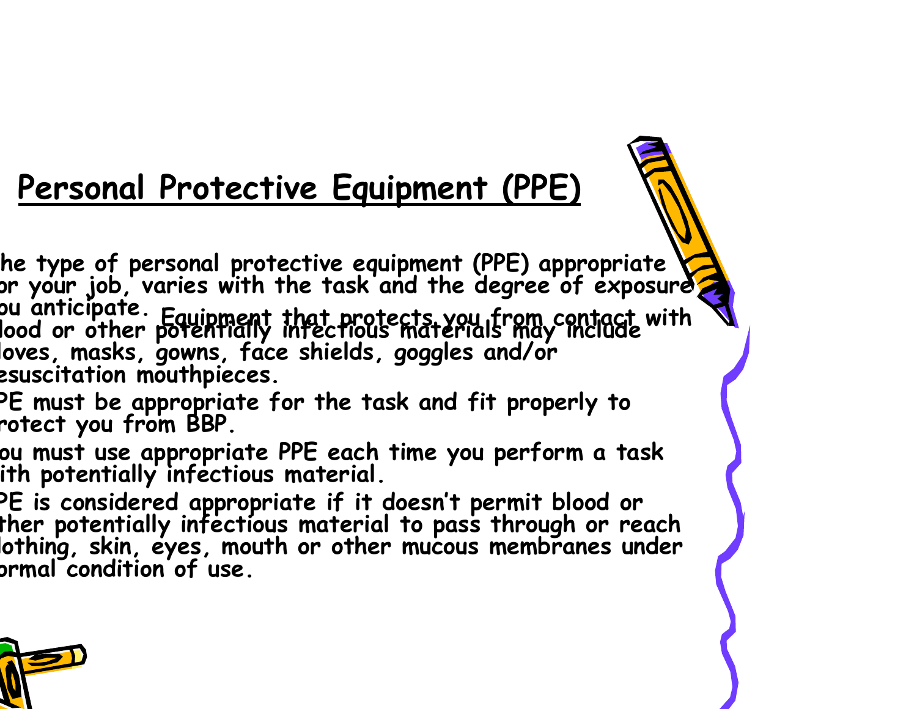## Personal Protective Equipment (PPE)

- The type of personal protective equipment (PPE) appropriate for your job, varies with the task and the degree of exposure you anticipate. Equipment that protects you from contact with blood or other potentially infectious materials may include gloves, masks, gowns, face shields, goggles and/or resuscitation mouthpieces.
- PPE must be appropriate for the task and fit properly to protect you from BBP.
- You must use appropriate PPE each time you perform a task with potentially infectious material.
- PPE is considered appropriate if it doesn't permit blood or other potentially infectious material to pass through or reach clothing, skin, eyes, mouth or other mucous membranes under normal condition of use.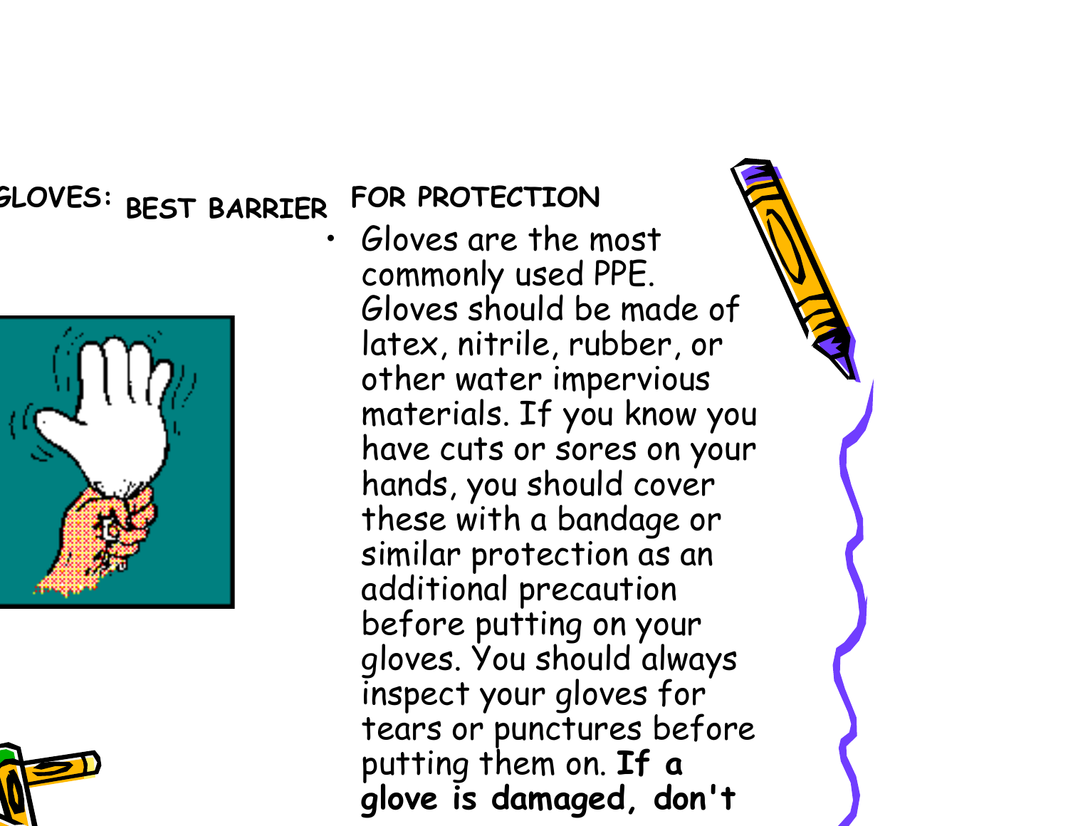## GLOVES: BEST BARRIER FOR PROTECTION

- Gloves are the most commonly used PPE. Gloves should be made of latex, nitrile, rubber, or other water impervious materials. If you know you have cuts or sores on your hands, you should cover these with a bandage or similar protection as an additional precaution before putting on your gloves. You should always inspect your gloves for tears or punctures before putting them on. **If a glove is damaged, don't**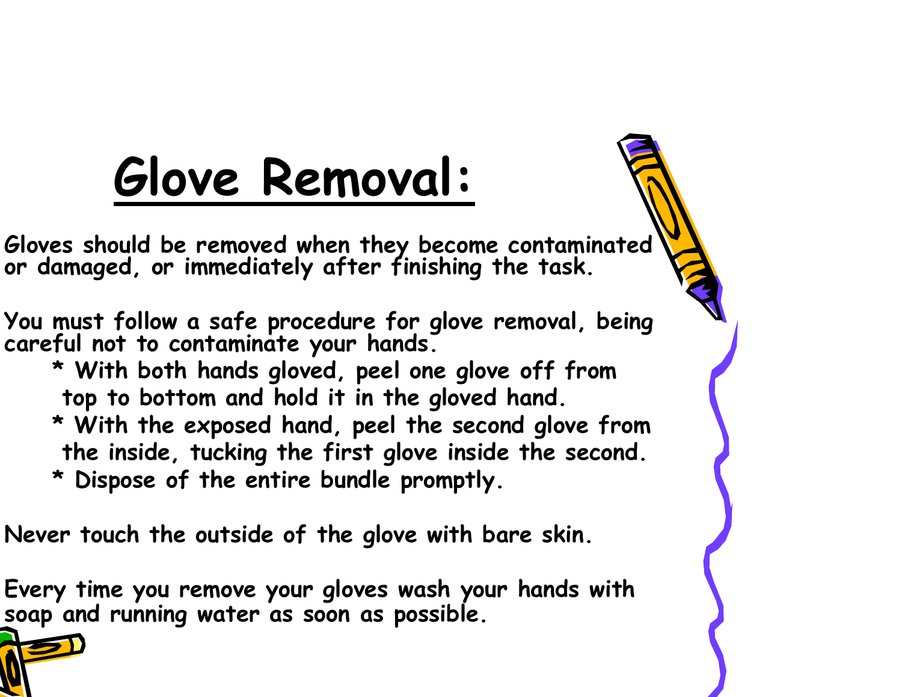# Glove Removal:

Gloves should be removed when they become contaminated or damaged, or immediately after finishing the task.

You must follow a safe procedure for glove removal, being careful not to contaminate your hands.

* With both hands gloved, peel one glove off from top to bottom and hold it in the gloved hand.
* With the exposed hand, peel the second glove from the inside, tucking the first glove inside the second.
* Dispose of the entire bundle promptly.

Never touch the outside of the glove with bare skin.

Every time you remove your gloves wash your hands with soap and running water as soon as possible.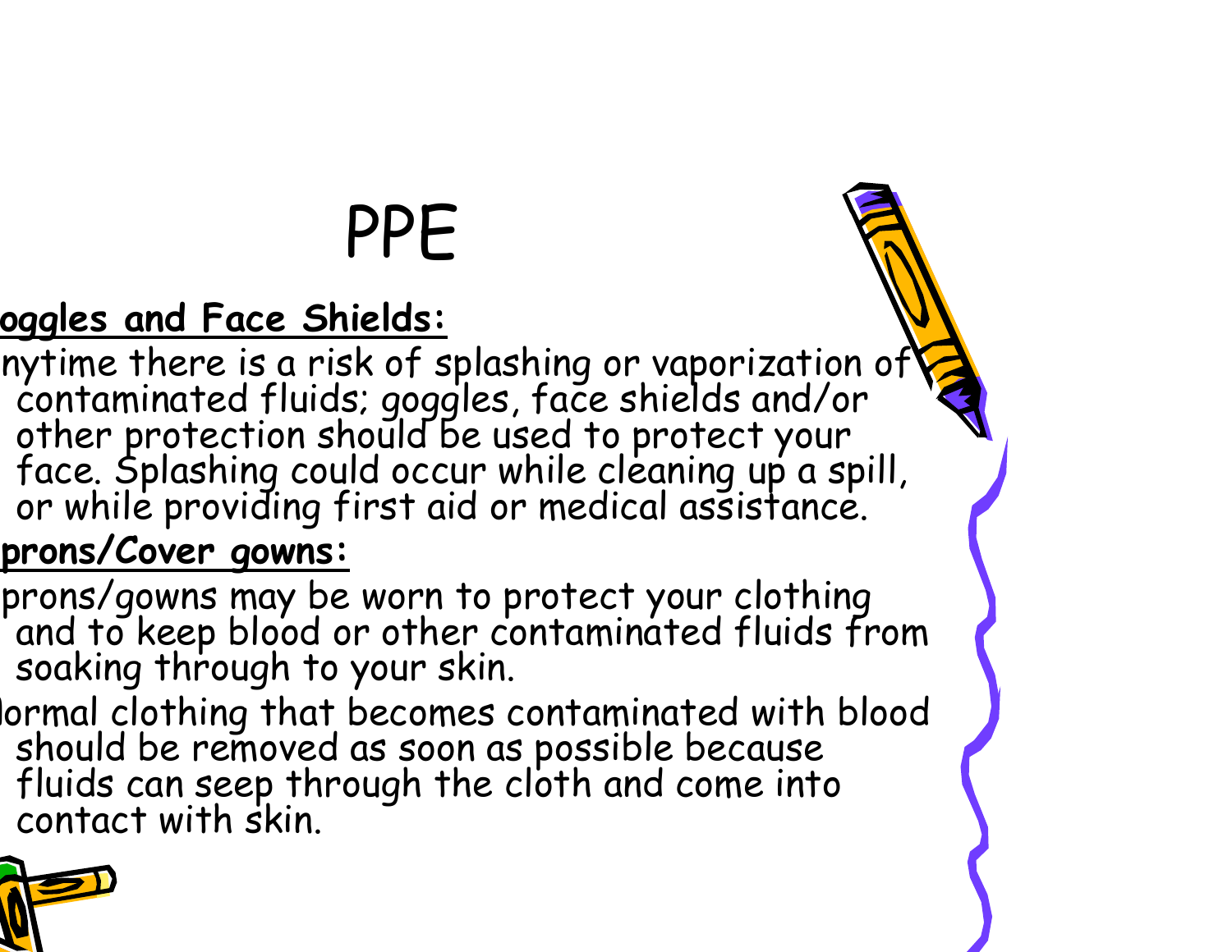# PPE

**oggles and Face Shields:**

- nytime there is a risk of splashing or vaporization of contaminated fluids; goggles, face shields and/or other protection should be used to protect your face. Splashing could occur while cleaning up a spill, or while providing first aid or medical assistance.

**prons/Cover gowns:**

- prons/gowns may be worn to protect your clothing and to keep blood or other contaminated fluids from soaking through to your skin.
- ormal clothing that becomes contaminated with blood should be removed as soon as possible because fluids can seep through the cloth and come into contact with skin.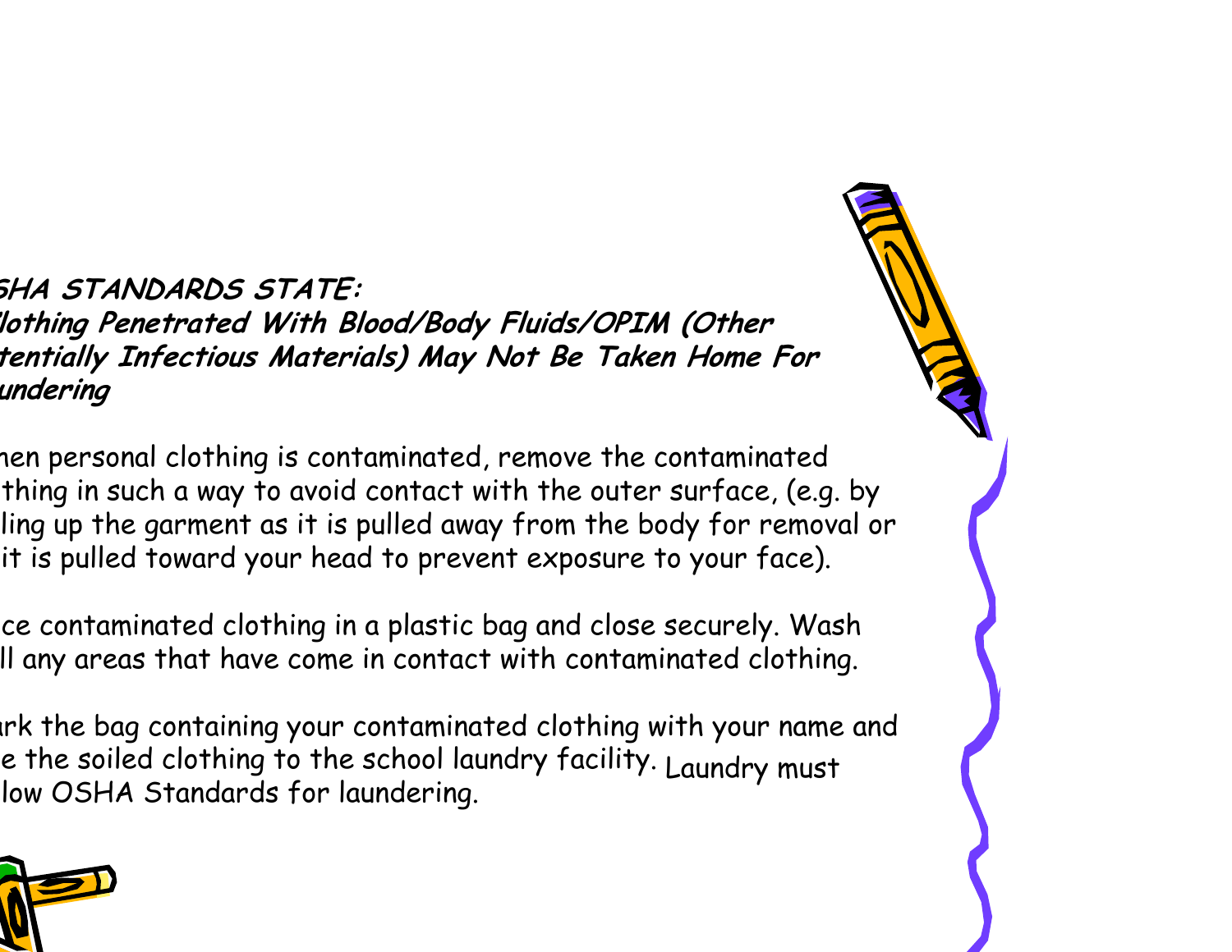***SHA STANDARDS STATE:***
***lothing Penetrated With Blood/Body Fluids/OPIM (Other tentially Infectious Materials) May Not Be Taken Home For undering***

hen personal clothing is contaminated, remove the contaminated thing in such a way to avoid contact with the outer surface, (e.g. by ling up the garment as it is pulled away from the body for removal or it is pulled toward your head to prevent exposure to your face).

ce contaminated clothing in a plastic bag and close securely. Wash ll any areas that have come in contact with contaminated clothing.

rk the bag containing your contaminated clothing with your name and e the soiled clothing to the school laundry facility. Laundry must low OSHA Standards for laundering.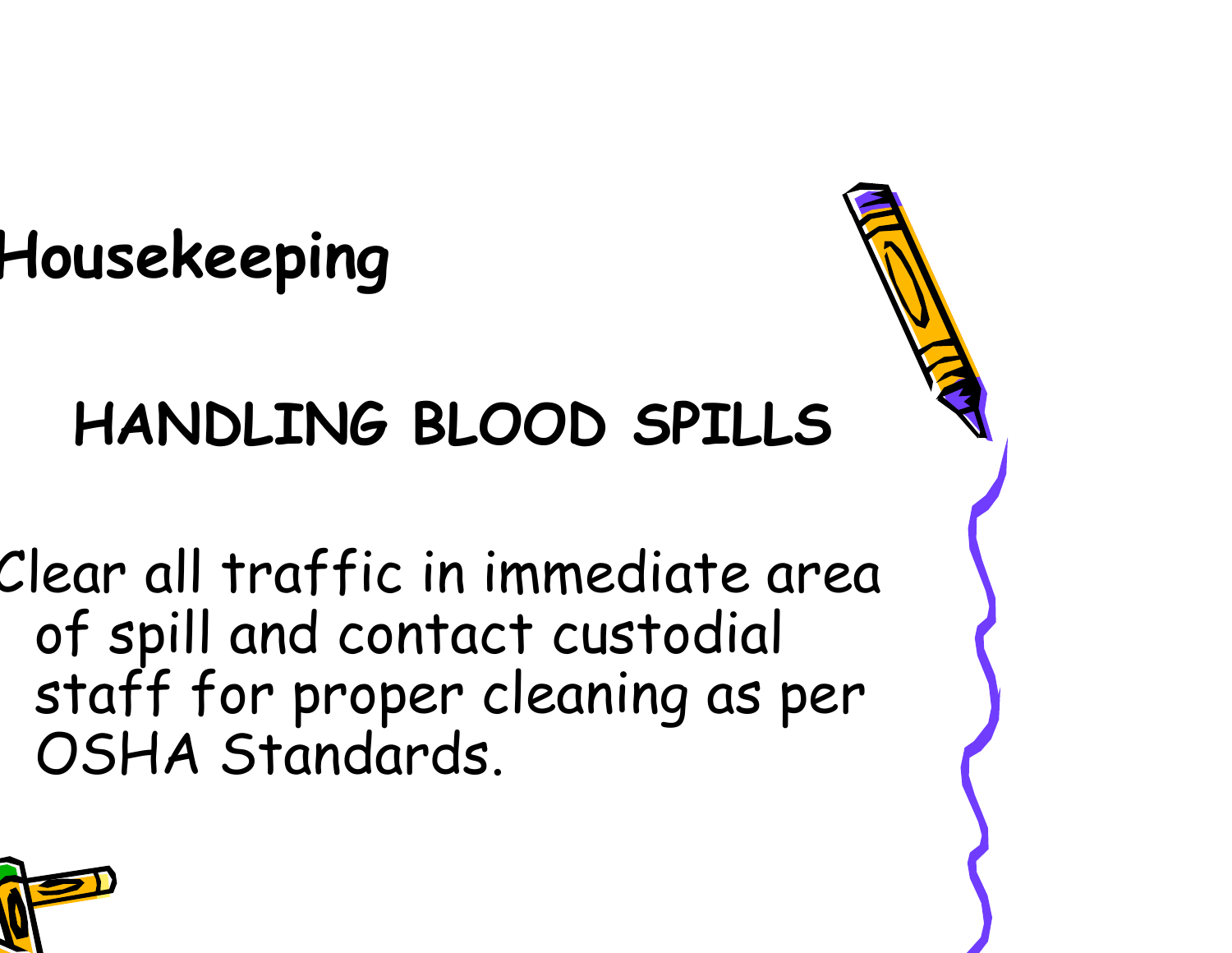# Housekeeping

## HANDLING BLOOD SPILLS

- Clear all traffic in immediate area of spill and contact custodial staff for proper cleaning as per OSHA Standards.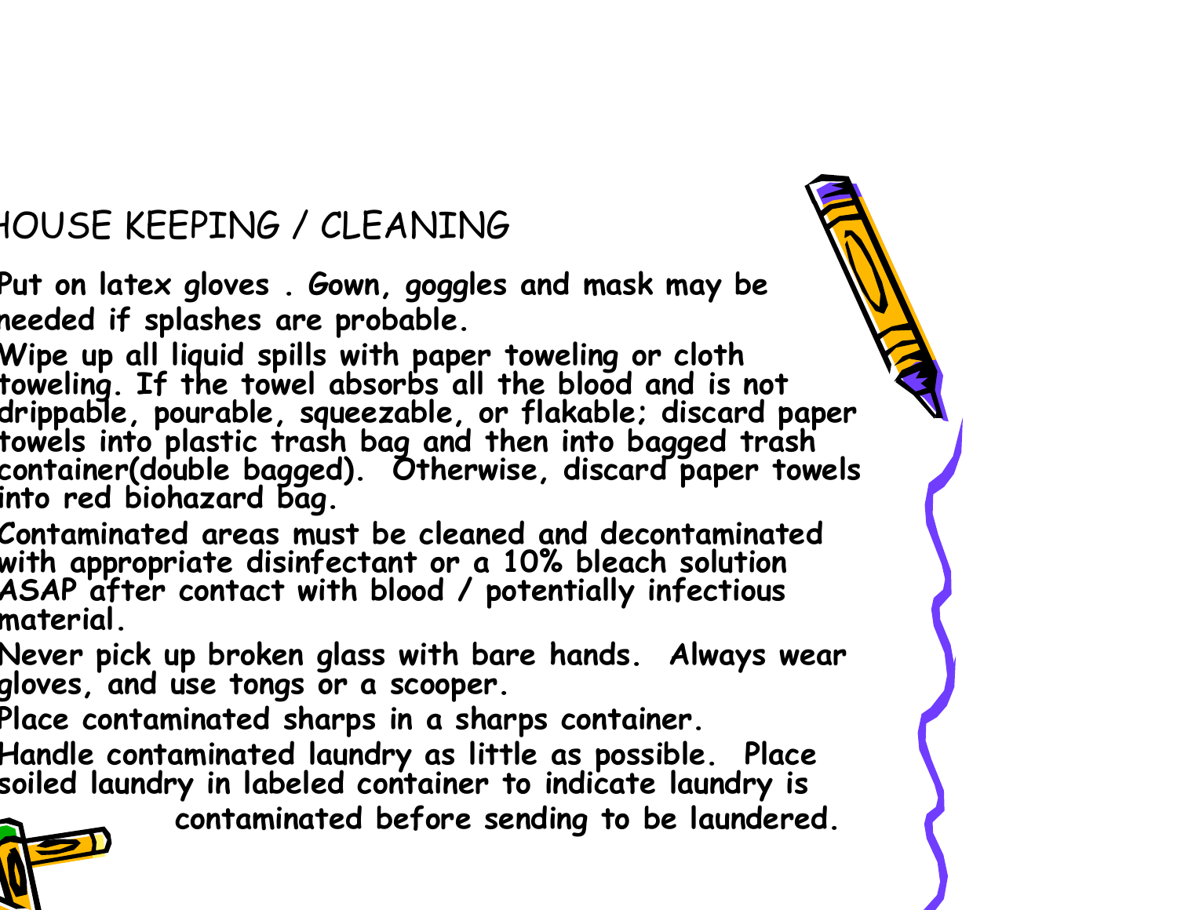# HOUSE KEEPING / CLEANING

- Put on latex gloves . Gown, goggles and mask may be needed if splashes are probable.
- Wipe up all liquid spills with paper toweling or cloth toweling. If the towel absorbs all the blood and is not drippable, pourable, squeezable, or flakable; discard paper towels into plastic trash bag and then into bagged trash container(double bagged). Otherwise, discard paper towels into red biohazard bag.
- Contaminated areas must be cleaned and decontaminated with appropriate disinfectant or a 10% bleach solution ASAP after contact with blood / potentially infectious material.
- Never pick up broken glass with bare hands. Always wear gloves, and use tongs or a scooper.
- Place contaminated sharps in a sharps container.
- Handle contaminated laundry as little as possible. Place soiled laundry in labeled container to indicate laundry is contaminated before sending to be laundered.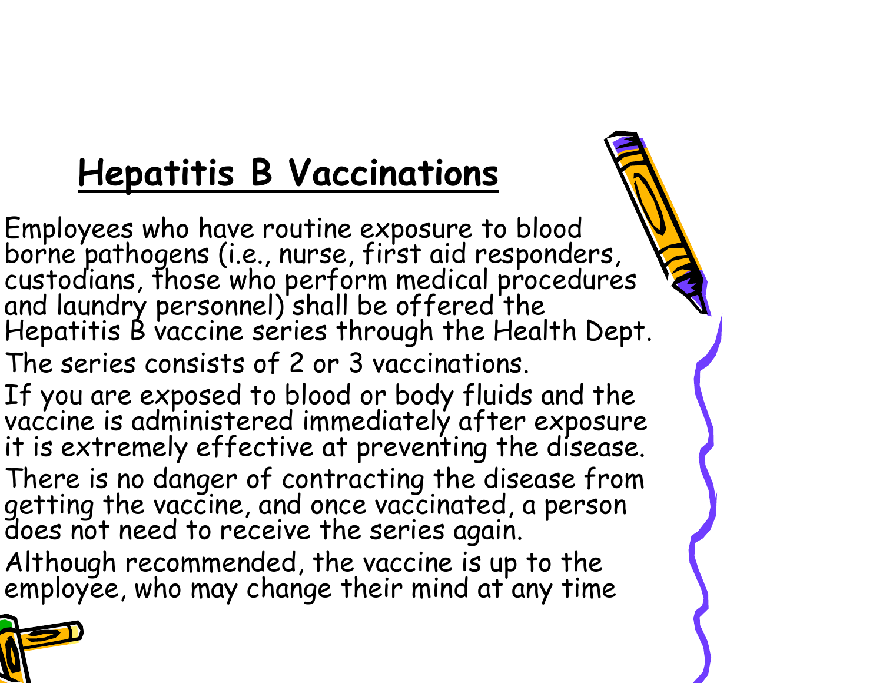# Hepatitis B Vaccinations

Employees who have routine exposure to blood borne pathogens (i.e., nurse, first aid responders, custodians, those who perform medical procedures and laundry personnel) shall be offered the Hepatitis B vaccine series through the Health Dept.

The series consists of 2 or 3 vaccinations.

If you are exposed to blood or body fluids and the vaccine is administered immediately after exposure it is extremely effective at preventing the disease.

There is no danger of contracting the disease from getting the vaccine, and once vaccinated, a person does not need to receive the series again.

Although recommended, the vaccine is up to the employee, who may change their mind at any time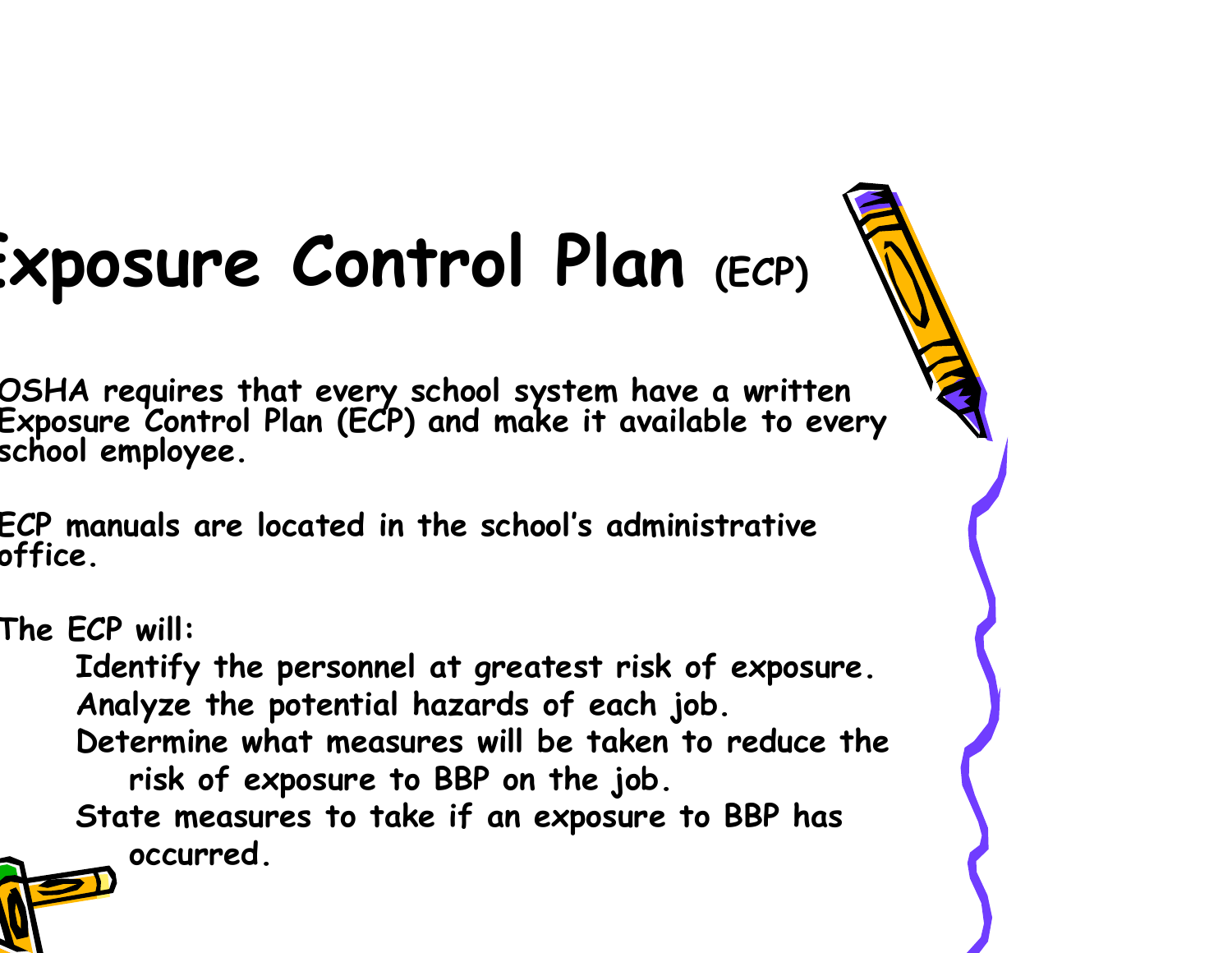# Exposure Control Plan (ECP)

OSHA requires that every school system have a written Exposure Control Plan (ECP) and make it available to every school employee.

ECP manuals are located in the school's administrative office.

The ECP will:

- Identify the personnel at greatest risk of exposure.
- Analyze the potential hazards of each job.
- Determine what measures will be taken to reduce the risk of exposure to BBP on the job.
- State measures to take if an exposure to BBP has occurred.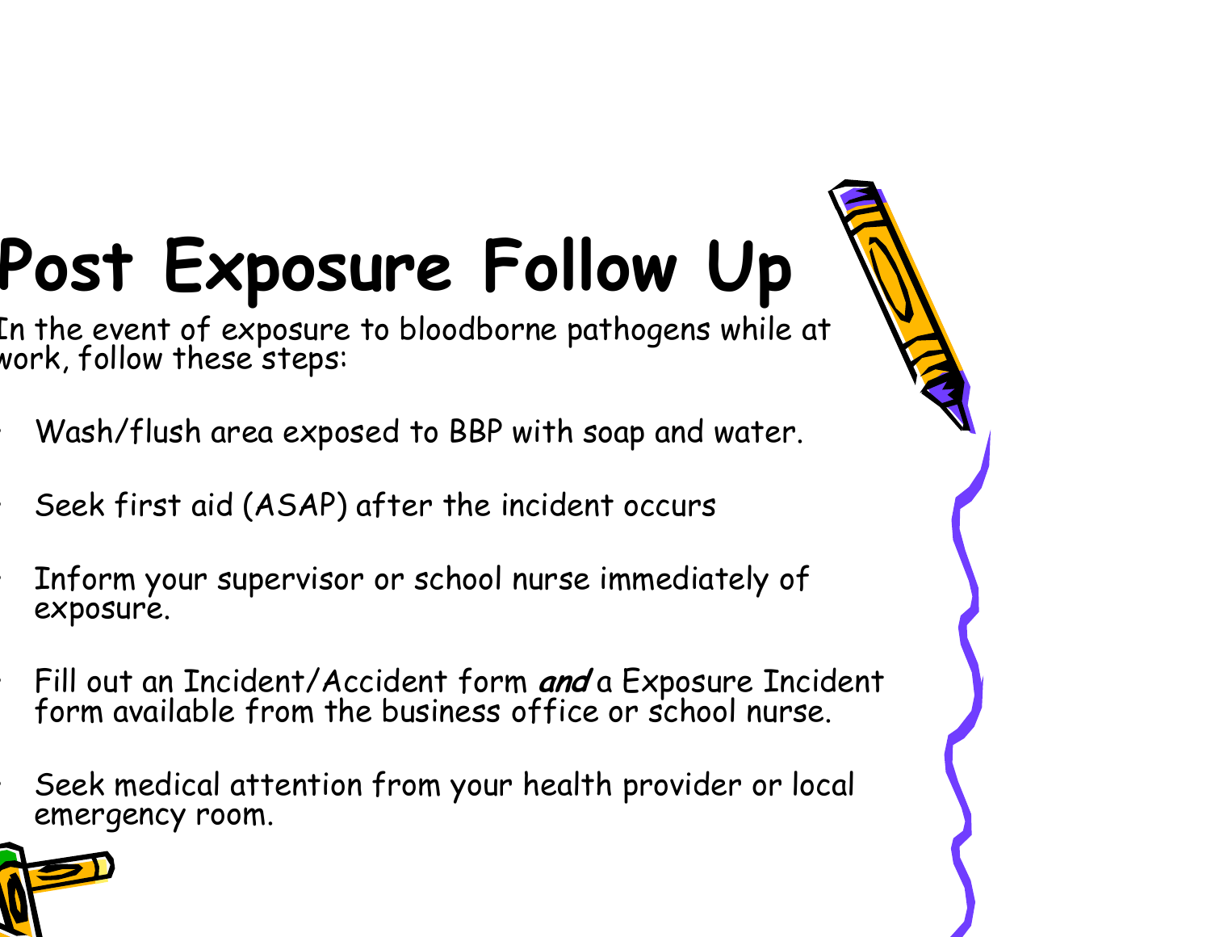# Post Exposure Follow Up

In the event of exposure to bloodborne pathogens while at work, follow these steps:

- Wash/flush area exposed to BBP with soap and water.
- Seek first aid (ASAP) after the incident occurs
- Inform your supervisor or school nurse immediately of exposure.
- Fill out an Incident/Accident form ***and*** a Exposure Incident form available from the business office or school nurse.
- Seek medical attention from your health provider or local emergency room.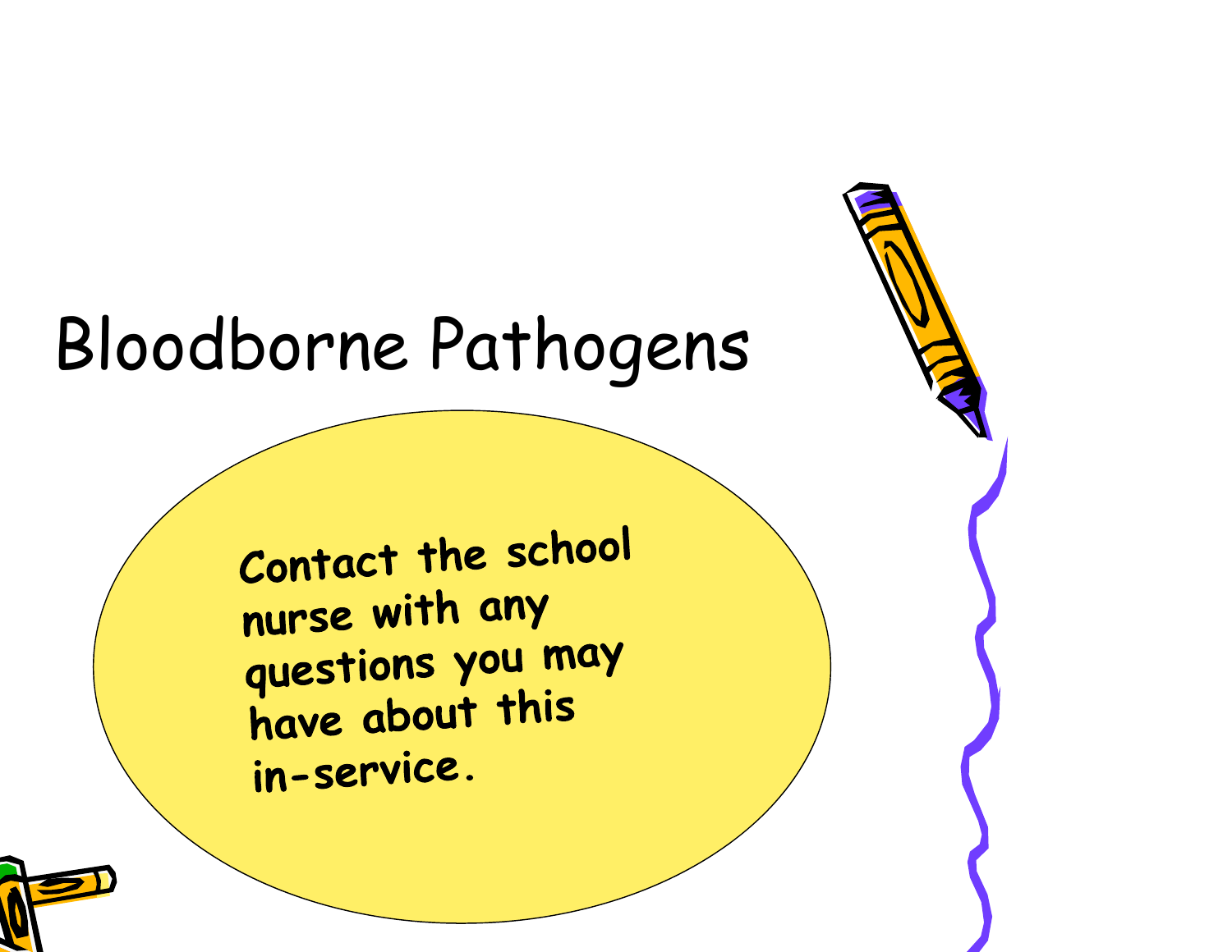# Bloodborne Pathogens

**Contact the school nurse with any questions you may have about this in-service.**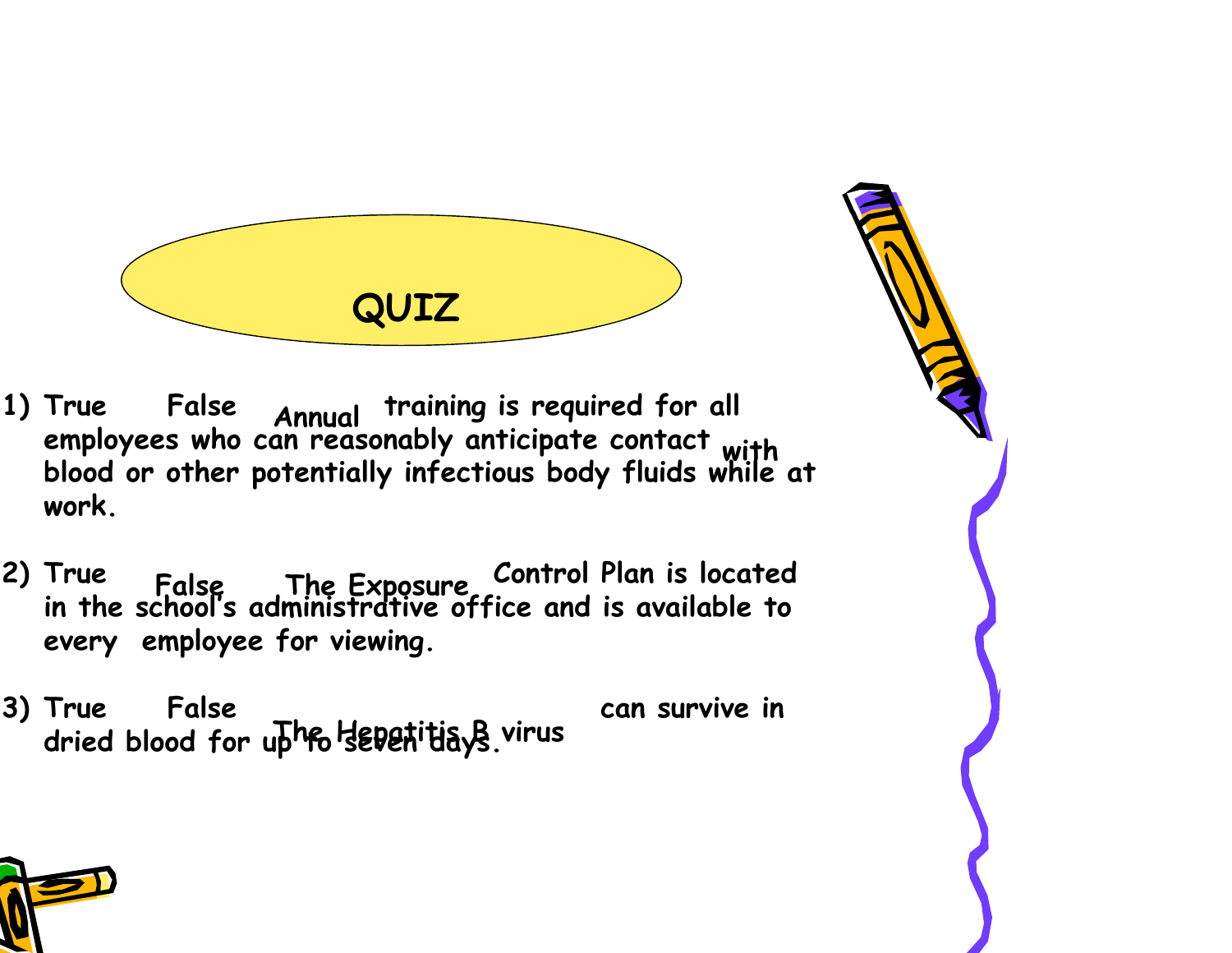# QUIZ

1) True False Annual training is required for all employees who can reasonably anticipate contact with blood or other potentially infectious body fluids while at work.

2) True False The Exposure Control Plan is located in the school's administrative office and is available to every employee for viewing.

3) True False The Hepatitis B virus can survive in dried blood for up to seven days.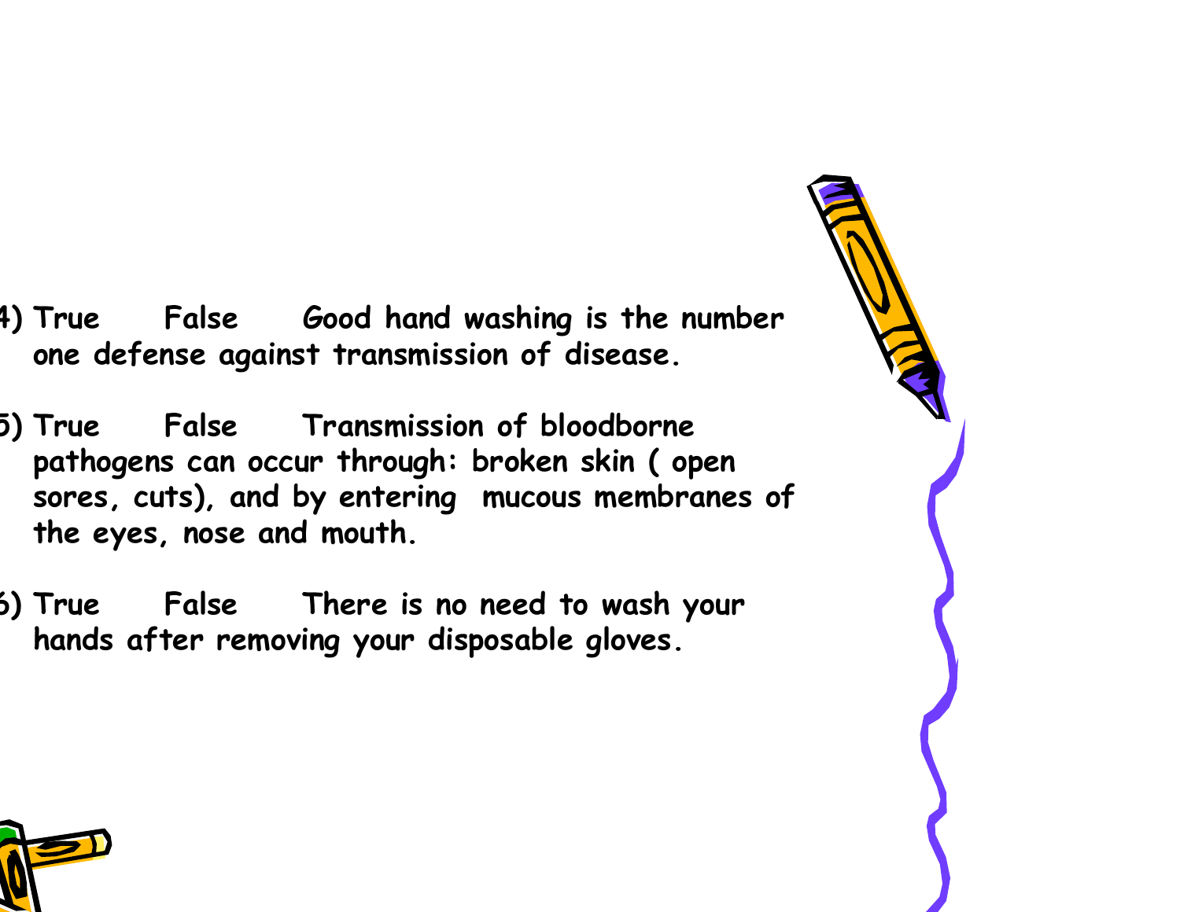4) True False Good hand washing is the number one defense against transmission of disease.

5) True False Transmission of bloodborne pathogens can occur through: broken skin ( open sores, cuts), and by entering mucous membranes of the eyes, nose and mouth.

6) True False There is no need to wash your hands after removing your disposable gloves.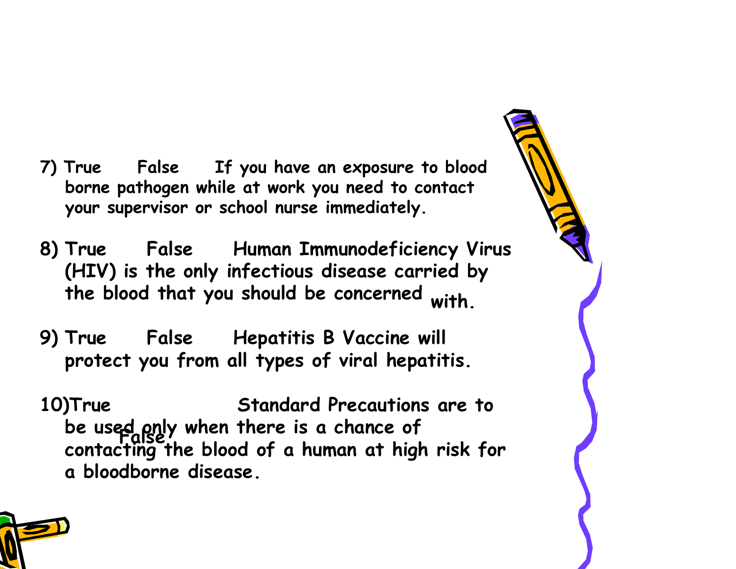7) True False If you have an exposure to blood borne pathogen while at work you need to contact your supervisor or school nurse immediately.

8) True False Human Immunodeficiency Virus (HIV) is the only infectious disease carried by the blood that you should be concerned with.

9) True False Hepatitis B Vaccine will protect you from all types of viral hepatitis.

10) True False Standard Precautions are to be used only when there is a chance of contacting the blood of a human at high risk for a bloodborne disease.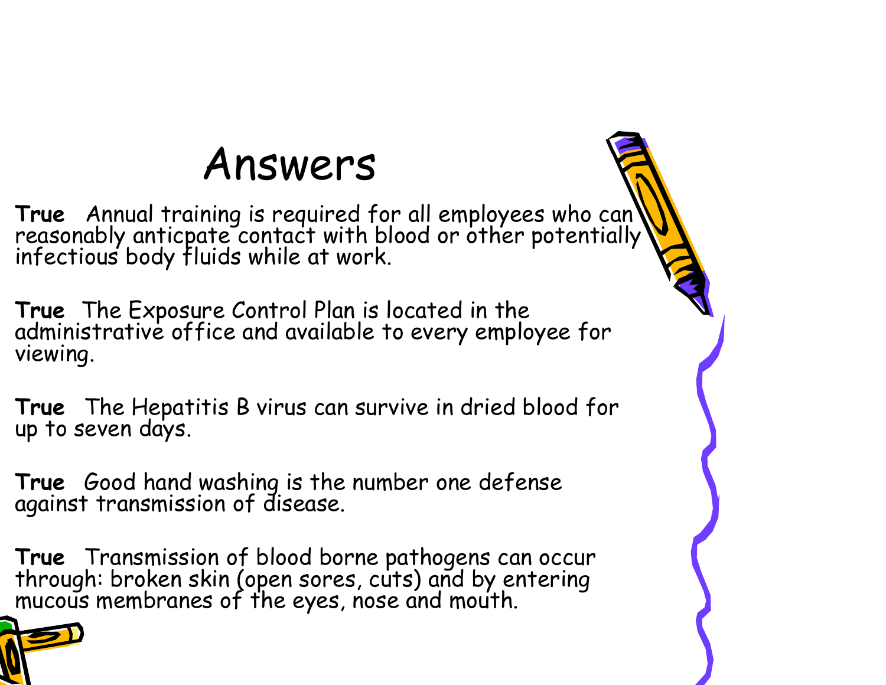# Answers

**True** Annual training is required for all employees who can reasonably anticpate contact with blood or other potentially infectious body fluids while at work.

**True** The Exposure Control Plan is located in the administrative office and available to every employee for viewing.

**True** The Hepatitis B virus can survive in dried blood for up to seven days.

**True** Good hand washing is the number one defense against transmission of disease.

**True** Transmission of blood borne pathogens can occur through: broken skin (open sores, cuts) and by entering mucous membranes of the eyes, nose and mouth.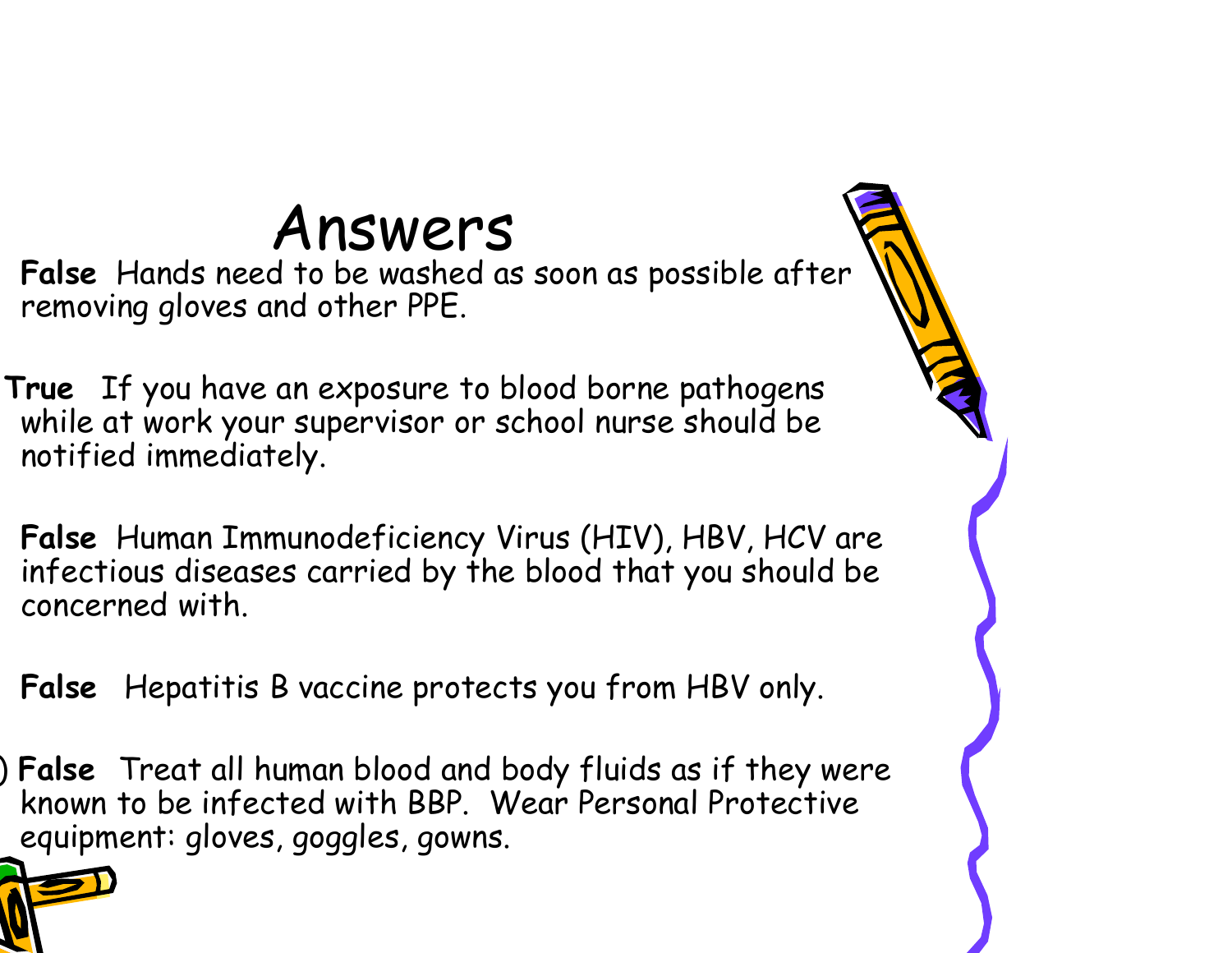# Answers

False Hands need to be washed as soon as possible after removing gloves and other PPE.

True If you have an exposure to blood borne pathogens while at work your supervisor or school nurse should be notified immediately.

False Human Immunodeficiency Virus (HIV), HBV, HCV are infectious diseases carried by the blood that you should be concerned with.

False Hepatitis B vaccine protects you from HBV only.

) False Treat all human blood and body fluids as if they were known to be infected with BBP. Wear Personal Protective equipment: gloves, goggles, gowns.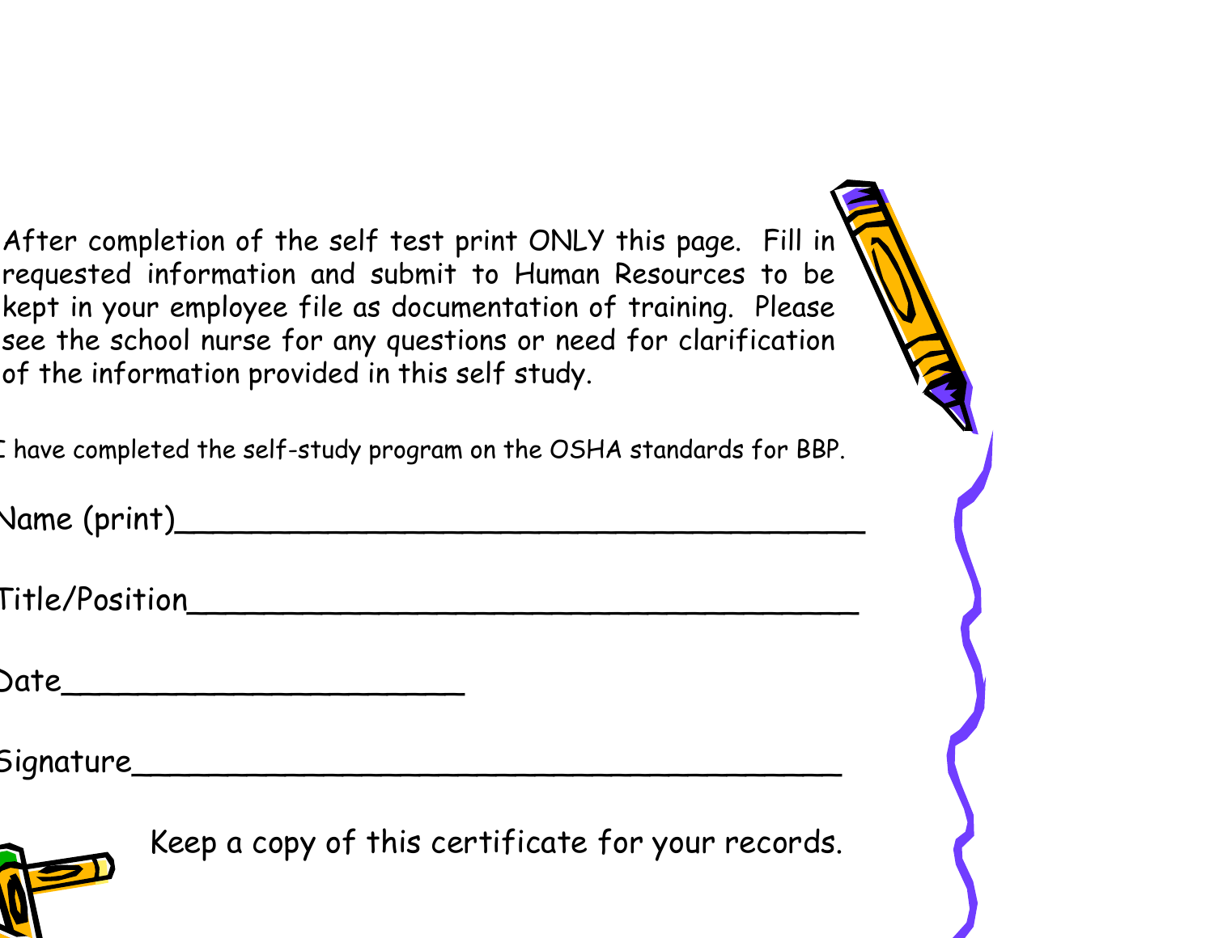After completion of the self test print ONLY this page. Fill in requested information and submit to Human Resources to be kept in your employee file as documentation of training. Please see the school nurse for any questions or need for clarification of the information provided in this self study.

I have completed the self-study program on the OSHA standards for BBP.

Name (print)_______________________________________

Title/Position_____________________________________

Date______________________

Signature_________________________________________

Keep a copy of this certificate for your records.